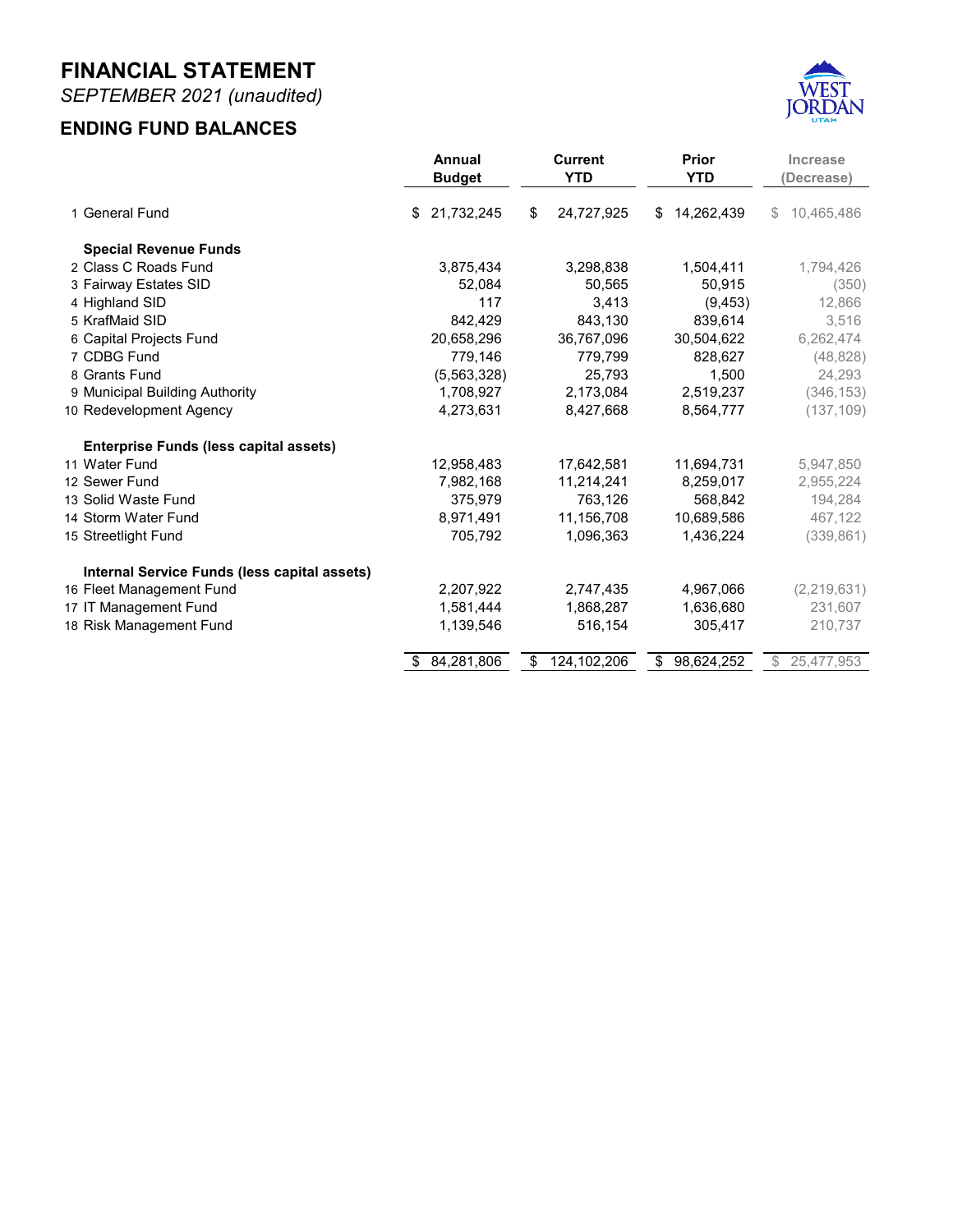# FINANCIAL STATEMENT

*SEPTEMBER 2021 (unaudited)*

## ENDING FUND BALANCES

| | | Annual Budget | Current YTD | Prior YTD | Increase (Decrease) |
|---|---|---|---|---|---|
| 1 | General Fund | $ 21,732,245 | $ 24,727,925 | $ 14,262,439 | $ 10,465,486 |
| | **Special Revenue Funds** | | | | |
| 2 | Class C Roads Fund | 3,875,434 | 3,298,838 | 1,504,411 | 1,794,426 |
| 3 | Fairway Estates SID | 52,084 | 50,565 | 50,915 | (350) |
| 4 | Highland SID | 117 | 3,413 | (9,453) | 12,866 |
| 5 | KrafMaid SID | 842,429 | 843,130 | 839,614 | 3,516 |
| 6 | Capital Projects Fund | 20,658,296 | 36,767,096 | 30,504,622 | 6,262,474 |
| 7 | CDBG Fund | 779,146 | 779,799 | 828,627 | (48,828) |
| 8 | Grants Fund | (5,563,328) | 25,793 | 1,500 | 24,293 |
| 9 | Municipal Building Authority | 1,708,927 | 2,173,084 | 2,519,237 | (346,153) |
| 10 | Redevelopment Agency | 4,273,631 | 8,427,668 | 8,564,777 | (137,109) |
| | **Enterprise Funds (less capital assets)** | | | | |
| 11 | Water Fund | 12,958,483 | 17,642,581 | 11,694,731 | 5,947,850 |
| 12 | Sewer Fund | 7,982,168 | 11,214,241 | 8,259,017 | 2,955,224 |
| 13 | Solid Waste Fund | 375,979 | 763,126 | 568,842 | 194,284 |
| 14 | Storm Water Fund | 8,971,491 | 11,156,708 | 10,689,586 | 467,122 |
| 15 | Streetlight Fund | 705,792 | 1,096,363 | 1,436,224 | (339,861) |
| | **Internal Service Funds (less capital assets)** | | | | |
| 16 | Fleet Management Fund | 2,207,922 | 2,747,435 | 4,967,066 | (2,219,631) |
| 17 | IT Management Fund | 1,581,444 | 1,868,287 | 1,636,680 | 231,607 |
| 18 | Risk Management Fund | 1,139,546 | 516,154 | 305,417 | 210,737 |
| | | $ 84,281,806 | $ 124,102,206 | $ 98,624,252 | $ 25,477,953 |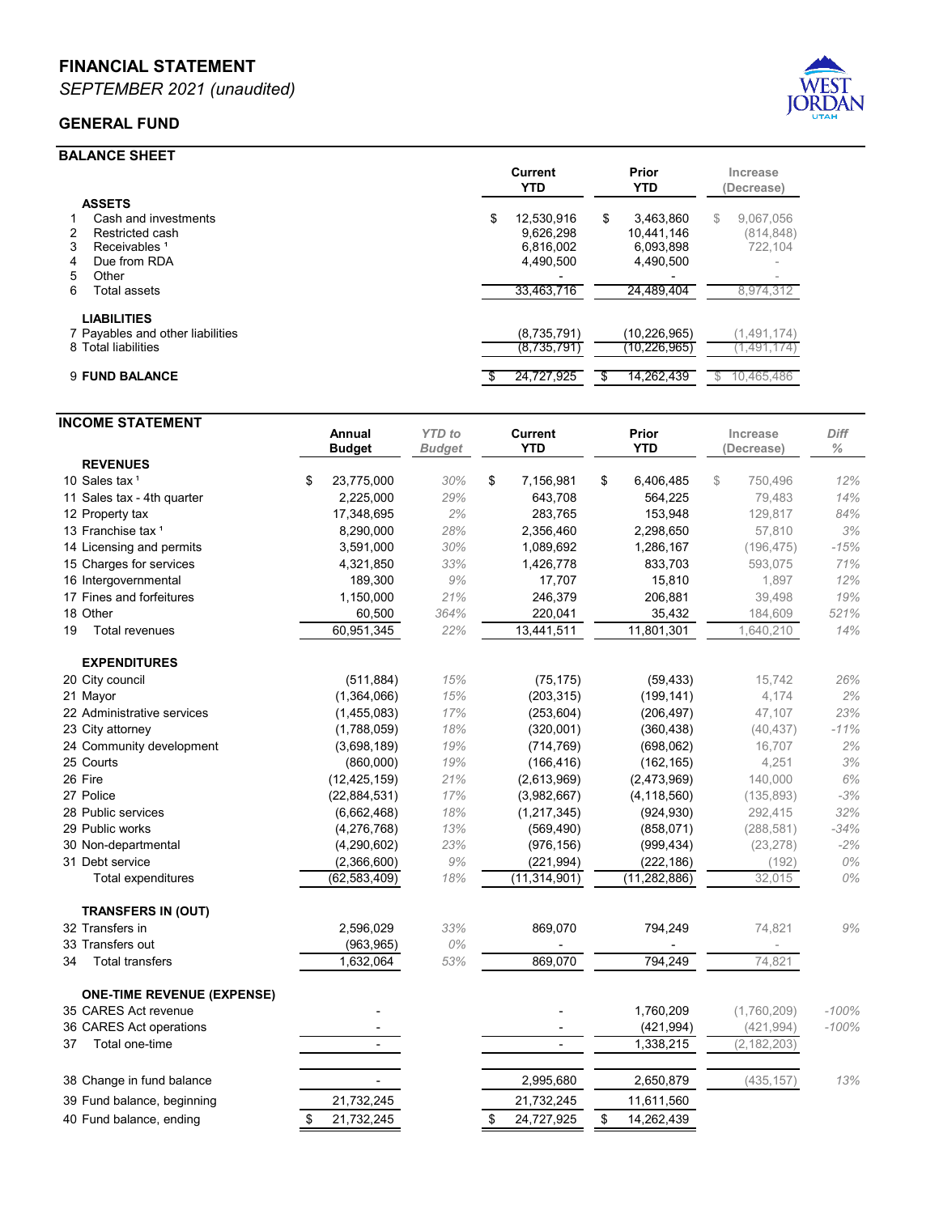# FINANCIAL STATEMENT

*SEPTEMBER 2021 (unaudited)*

## GENERAL FUND

### BALANCE SHEET

| | | Current YTD | Prior YTD | Increase (Decrease) |
|---|---|---|---|---|
| | **ASSETS** | | | |
| 1 | Cash and investments | $ 12,530,916 | $ 3,463,860 | $ 9,067,056 |
| 2 | Restricted cash | 9,626,298 | 10,441,146 | (814,848) |
| 3 | Receivables [1] | 6,816,002 | 6,093,898 | 722,104 |
| 4 | Due from RDA | 4,490,500 | 4,490,500 | - |
| 5 | Other | - | - | - |
| 6 | Total assets | 33,463,716 | 24,489,404 | 8,974,312 |
| | **LIABILITIES** | | | |
| 7 | Payables and other liabilities | (8,735,791) | (10,226,965) | (1,491,174) |
| 8 | Total liabilities | (8,735,791) | (10,226,965) | (1,491,174) |
| 9 | **FUND BALANCE** | $ 24,727,925 | $ 14,262,439 | $ 10,465,486 |

### INCOME STATEMENT

| | | Annual Budget | *YTD to Budget* | Current YTD | Prior YTD | Increase (Decrease) | *Diff %* |
|---|---|---|---|---|---|---|---|
| | **REVENUES** | | | | | | |
| 10 | Sales tax [1] | $ 23,775,000 | *30%* | $ 7,156,981 | $ 6,406,485 | $ 750,496 | *12%* |
| 11 | Sales tax - 4th quarter | 2,225,000 | *29%* | 643,708 | 564,225 | 79,483 | *14%* |
| 12 | Property tax | 17,348,695 | *2%* | 283,765 | 153,948 | 129,817 | *84%* |
| 13 | Franchise tax [1] | 8,290,000 | *28%* | 2,356,460 | 2,298,650 | 57,810 | *3%* |
| 14 | Licensing and permits | 3,591,000 | *30%* | 1,089,692 | 1,286,167 | (196,475) | *-15%* |
| 15 | Charges for services | 4,321,850 | *33%* | 1,426,778 | 833,703 | 593,075 | *71%* |
| 16 | Intergovernmental | 189,300 | *9%* | 17,707 | 15,810 | 1,897 | *12%* |
| 17 | Fines and forfeitures | 1,150,000 | *21%* | 246,379 | 206,881 | 39,498 | *19%* |
| 18 | Other | 60,500 | *364%* | 220,041 | 35,432 | 184,609 | *521%* |
| 19 | Total revenues | 60,951,345 | *22%* | 13,441,511 | 11,801,301 | 1,640,210 | *14%* |
| | **EXPENDITURES** | | | | | | |
| 20 | City council | (511,884) | *15%* | (75,175) | (59,433) | 15,742 | *26%* |
| 21 | Mayor | (1,364,066) | *15%* | (203,315) | (199,141) | 4,174 | *2%* |
| 22 | Administrative services | (1,455,083) | *17%* | (253,604) | (206,497) | 47,107 | *23%* |
| 23 | City attorney | (1,788,059) | *18%* | (320,001) | (360,438) | (40,437) | *-11%* |
| 24 | Community development | (3,698,189) | *19%* | (714,769) | (698,062) | 16,707 | *2%* |
| 25 | Courts | (860,000) | *19%* | (166,416) | (162,165) | 4,251 | *3%* |
| 26 | Fire | (12,425,159) | *21%* | (2,613,969) | (2,473,969) | 140,000 | *6%* |
| 27 | Police | (22,884,531) | *17%* | (3,982,667) | (4,118,560) | (135,893) | *-3%* |
| 28 | Public services | (6,662,468) | *18%* | (1,217,345) | (924,930) | 292,415 | *32%* |
| 29 | Public works | (4,276,768) | *13%* | (569,490) | (858,071) | (288,581) | *-34%* |
| 30 | Non-departmental | (4,290,602) | *23%* | (976,156) | (999,434) | (23,278) | *-2%* |
| 31 | Debt service | (2,366,600) | *9%* | (221,994) | (222,186) | (192) | *0%* |
| | Total expenditures | (62,583,409) | *18%* | (11,314,901) | (11,282,886) | 32,015 | *0%* |
| | **TRANSFERS IN (OUT)** | | | | | | |
| 32 | Transfers in | 2,596,029 | *33%* | 869,070 | 794,249 | 74,821 | *9%* |
| 33 | Transfers out | (963,965) | *0%* | - | - | - | |
| 34 | Total transfers | 1,632,064 | *53%* | 869,070 | 794,249 | 74,821 | |
| | **ONE-TIME REVENUE (EXPENSE)** | | | | | | |
| 35 | CARES Act revenue | - | | - | 1,760,209 | (1,760,209) | *-100%* |
| 36 | CARES Act operations | - | | - | (421,994) | (421,994) | *-100%* |
| 37 | Total one-time | - | | - | 1,338,215 | (2,182,203) | |
| 38 | Change in fund balance | - | | 2,995,680 | 2,650,879 | (435,157) | *13%* |
| 39 | Fund balance, beginning | 21,732,245 | | 21,732,245 | 11,611,560 | | |
| 40 | Fund balance, ending | $ 21,732,245 | | $ 24,727,925 | $ 14,262,439 | | |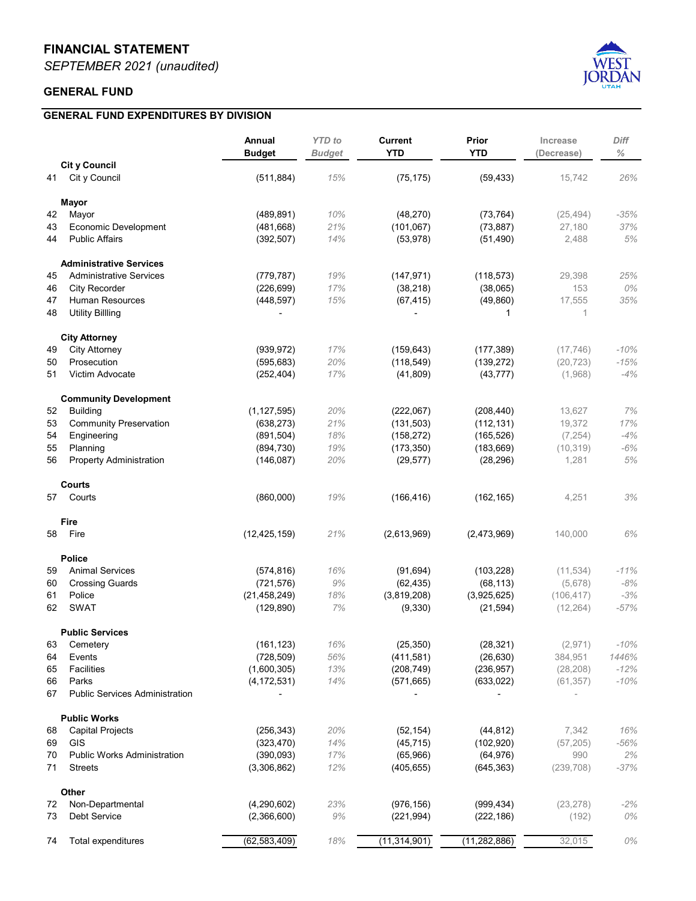# FINANCIAL STATEMENT

*SEPTEMBER 2021 (unaudited)*

## GENERAL FUND

### GENERAL FUND EXPENDITURES BY DIVISION

| | | Annual Budget | *YTD to Budget* | Current YTD | Prior YTD | Increase (Decrease) | *Diff %* |
|---|---|---|---|---|---|---|---|
| | **Cit y Council** | | | | | | |
| 41 | Cit y Council | (511,884) | *15%* | (75,175) | (59,433) | 15,742 | *26%* |
| | **Mayor** | | | | | | |
| 42 | Mayor | (489,891) | *10%* | (48,270) | (73,764) | (25,494) | *-35%* |
| 43 | Economic Development | (481,668) | *21%* | (101,067) | (73,887) | 27,180 | *37%* |
| 44 | Public Affairs | (392,507) | *14%* | (53,978) | (51,490) | 2,488 | *5%* |
| | **Administrative Services** | | | | | | |
| 45 | Administrative Services | (779,787) | *19%* | (147,971) | (118,573) | 29,398 | *25%* |
| 46 | City Recorder | (226,699) | *17%* | (38,218) | (38,065) | 153 | *0%* |
| 47 | Human Resources | (448,597) | *15%* | (67,415) | (49,860) | 17,555 | *35%* |
| 48 | Utility Billling | - | | - | 1 | 1 | |
| | **City Attorney** | | | | | | |
| 49 | City Attorney | (939,972) | *17%* | (159,643) | (177,389) | (17,746) | *-10%* |
| 50 | Prosecution | (595,683) | *20%* | (118,549) | (139,272) | (20,723) | *-15%* |
| 51 | Victim Advocate | (252,404) | *17%* | (41,809) | (43,777) | (1,968) | *-4%* |
| | **Community Development** | | | | | | |
| 52 | Building | (1,127,595) | *20%* | (222,067) | (208,440) | 13,627 | *7%* |
| 53 | Community Preservation | (638,273) | *21%* | (131,503) | (112,131) | 19,372 | *17%* |
| 54 | Engineering | (891,504) | *18%* | (158,272) | (165,526) | (7,254) | *-4%* |
| 55 | Planning | (894,730) | *19%* | (173,350) | (183,669) | (10,319) | *-6%* |
| 56 | Property Administration | (146,087) | *20%* | (29,577) | (28,296) | 1,281 | *5%* |
| | **Courts** | | | | | | |
| 57 | Courts | (860,000) | *19%* | (166,416) | (162,165) | 4,251 | *3%* |
| | **Fire** | | | | | | |
| 58 | Fire | (12,425,159) | *21%* | (2,613,969) | (2,473,969) | 140,000 | *6%* |
| | **Police** | | | | | | |
| 59 | Animal Services | (574,816) | *16%* | (91,694) | (103,228) | (11,534) | *-11%* |
| 60 | Crossing Guards | (721,576) | *9%* | (62,435) | (68,113) | (5,678) | *-8%* |
| 61 | Police | (21,458,249) | *18%* | (3,819,208) | (3,925,625) | (106,417) | *-3%* |
| 62 | SWAT | (129,890) | *7%* | (9,330) | (21,594) | (12,264) | *-57%* |
| | **Public Services** | | | | | | |
| 63 | Cemetery | (161,123) | *16%* | (25,350) | (28,321) | (2,971) | *-10%* |
| 64 | Events | (728,509) | *56%* | (411,581) | (26,630) | 384,951 | *1446%* |
| 65 | Facilities | (1,600,305) | *13%* | (208,749) | (236,957) | (28,208) | *-12%* |
| 66 | Parks | (4,172,531) | *14%* | (571,665) | (633,022) | (61,357) | *-10%* |
| 67 | Public Services Administration | - | | - | - | - | |
| | **Public Works** | | | | | | |
| 68 | Capital Projects | (256,343) | *20%* | (52,154) | (44,812) | 7,342 | *16%* |
| 69 | GIS | (323,470) | *14%* | (45,715) | (102,920) | (57,205) | *-56%* |
| 70 | Public Works Administration | (390,093) | *17%* | (65,966) | (64,976) | 990 | *2%* |
| 71 | Streets | (3,306,862) | *12%* | (405,655) | (645,363) | (239,708) | *-37%* |
| | **Other** | | | | | | |
| 72 | Non-Departmental | (4,290,602) | *23%* | (976,156) | (999,434) | (23,278) | *-2%* |
| 73 | Debt Service | (2,366,600) | *9%* | (221,994) | (222,186) | (192) | *0%* |
| 74 | Total expenditures | (62,583,409) | *18%* | (11,314,901) | (11,282,886) | 32,015 | *0%* |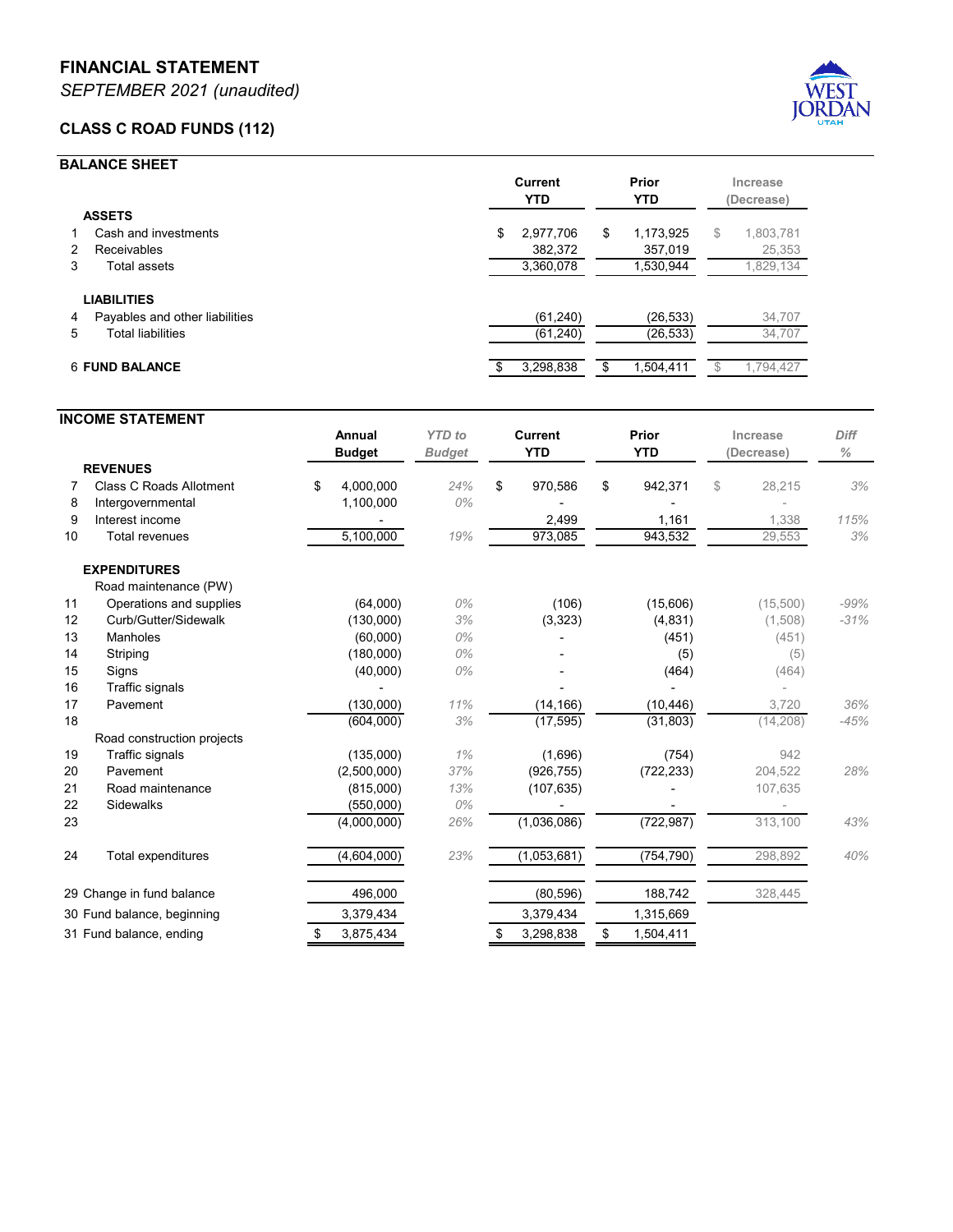# FINANCIAL STATEMENT

*SEPTEMBER 2021 (unaudited)*

## CLASS C ROAD FUNDS (112)

### BALANCE SHEET

| | | Current YTD | Prior YTD | Increase (Decrease) |
|---|---|---|---|---|
| | **ASSETS** | | | |
| 1 | Cash and investments | $ 2,977,706 | $ 1,173,925 | $ 1,803,781 |
| 2 | Receivables | 382,372 | 357,019 | 25,353 |
| 3 | Total assets | 3,360,078 | 1,530,944 | 1,829,134 |
| | **LIABILITIES** | | | |
| 4 | Payables and other liabilities | (61,240) | (26,533) | 34,707 |
| 5 | Total liabilities | (61,240) | (26,533) | 34,707 |
| 6 | **FUND BALANCE** | $ 3,298,838 | $ 1,504,411 | $ 1,794,427 |

### INCOME STATEMENT

| | | Annual Budget | *YTD to Budget* | Current YTD | Prior YTD | Increase (Decrease) | *Diff %* |
|---|---|---|---|---|---|---|---|
| | **REVENUES** | | | | | | |
| 7 | Class C Roads Allotment | $ 4,000,000 | *24%* | $ 970,586 | $ 942,371 | $ 28,215 | *3%* |
| 8 | Intergovernmental | 1,100,000 | *0%* | - | - | - | |
| 9 | Interest income | - | | 2,499 | 1,161 | 1,338 | *115%* |
| 10 | Total revenues | 5,100,000 | *19%* | 973,085 | 943,532 | 29,553 | *3%* |
| | **EXPENDITURES** | | | | | | |
| | Road maintenance (PW) | | | | | | |
| 11 | Operations and supplies | (64,000) | *0%* | (106) | (15,606) | (15,500) | *-99%* |
| 12 | Curb/Gutter/Sidewalk | (130,000) | *3%* | (3,323) | (4,831) | (1,508) | *-31%* |
| 13 | Manholes | (60,000) | *0%* | - | (451) | (451) | |
| 14 | Striping | (180,000) | *0%* | - | (5) | (5) | |
| 15 | Signs | (40,000) | *0%* | - | (464) | (464) | |
| 16 | Traffic signals | - | | - | - | - | |
| 17 | Pavement | (130,000) | *11%* | (14,166) | (10,446) | 3,720 | *36%* |
| 18 | | (604,000) | *3%* | (17,595) | (31,803) | (14,208) | *-45%* |
| | Road construction projects | | | | | | |
| 19 | Traffic signals | (135,000) | *1%* | (1,696) | (754) | 942 | |
| 20 | Pavement | (2,500,000) | *37%* | (926,755) | (722,233) | 204,522 | *28%* |
| 21 | Road maintenance | (815,000) | *13%* | (107,635) | - | 107,635 | |
| 22 | Sidewalks | (550,000) | *0%* | - | - | - | |
| 23 | | (4,000,000) | *26%* | (1,036,086) | (722,987) | 313,100 | *43%* |
| 24 | Total expenditures | (4,604,000) | *23%* | (1,053,681) | (754,790) | 298,892 | *40%* |
| 29 | Change in fund balance | 496,000 | | (80,596) | 188,742 | 328,445 | |
| 30 | Fund balance, beginning | 3,379,434 | | 3,379,434 | 1,315,669 | | |
| 31 | Fund balance, ending | $ 3,875,434 | | $ 3,298,838 | $ 1,504,411 | | |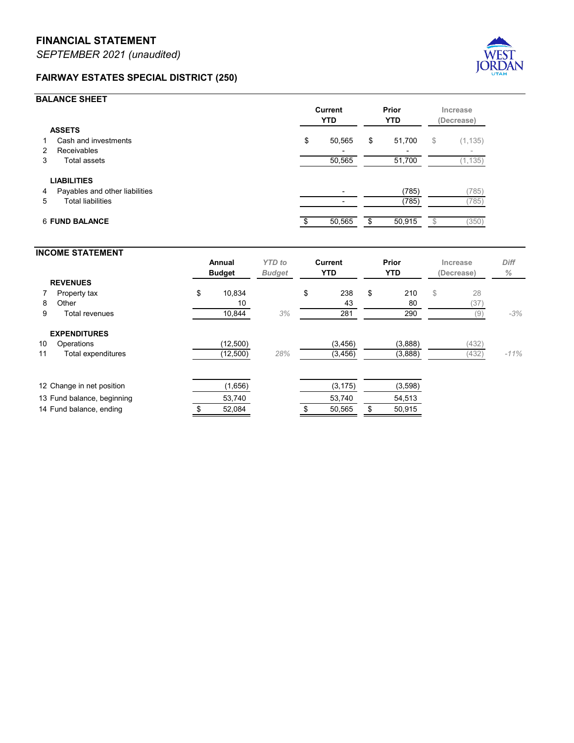# FINANCIAL STATEMENT

*SEPTEMBER 2021 (unaudited)*

## FAIRWAY ESTATES SPECIAL DISTRICT (250)

### BALANCE SHEET

| | | Current YTD | Prior YTD | Increase (Decrease) |
|---|---|---|---|---|
| | **ASSETS** | | | |
| 1 | Cash and investments | $ 50,565 | $ 51,700 | $ (1,135) |
| 2 | Receivables | - | - | - |
| 3 | Total assets | 50,565 | 51,700 | (1,135) |
| | **LIABILITIES** | | | |
| 4 | Payables and other liabilities | - | (785) | (785) |
| 5 | Total liabilities | - | (785) | (785) |
| 6 | **FUND BALANCE** | $ 50,565 | $ 50,915 | $ (350) |

### INCOME STATEMENT

| | | Annual Budget | *YTD to Budget* | Current YTD | Prior YTD | Increase (Decrease) | *Diff %* |
|---|---|---|---|---|---|---|---|
| | **REVENUES** | | | | | | |
| 7 | Property tax | $ 10,834 | | $ 238 | $ 210 | $ 28 | |
| 8 | Other | 10 | | 43 | 80 | (37) | |
| 9 | Total revenues | 10,844 | *3%* | 281 | 290 | (9) | *-3%* |
| | **EXPENDITURES** | | | | | | |
| 10 | Operations | (12,500) | | (3,456) | (3,888) | (432) | |
| 11 | Total expenditures | (12,500) | *28%* | (3,456) | (3,888) | (432) | *-11%* |
| 12 | Change in net position | (1,656) | | (3,175) | (3,598) | | |
| 13 | Fund balance, beginning | 53,740 | | 53,740 | 54,513 | | |
| 14 | Fund balance, ending | $ 52,084 | | $ 50,565 | $ 50,915 | | |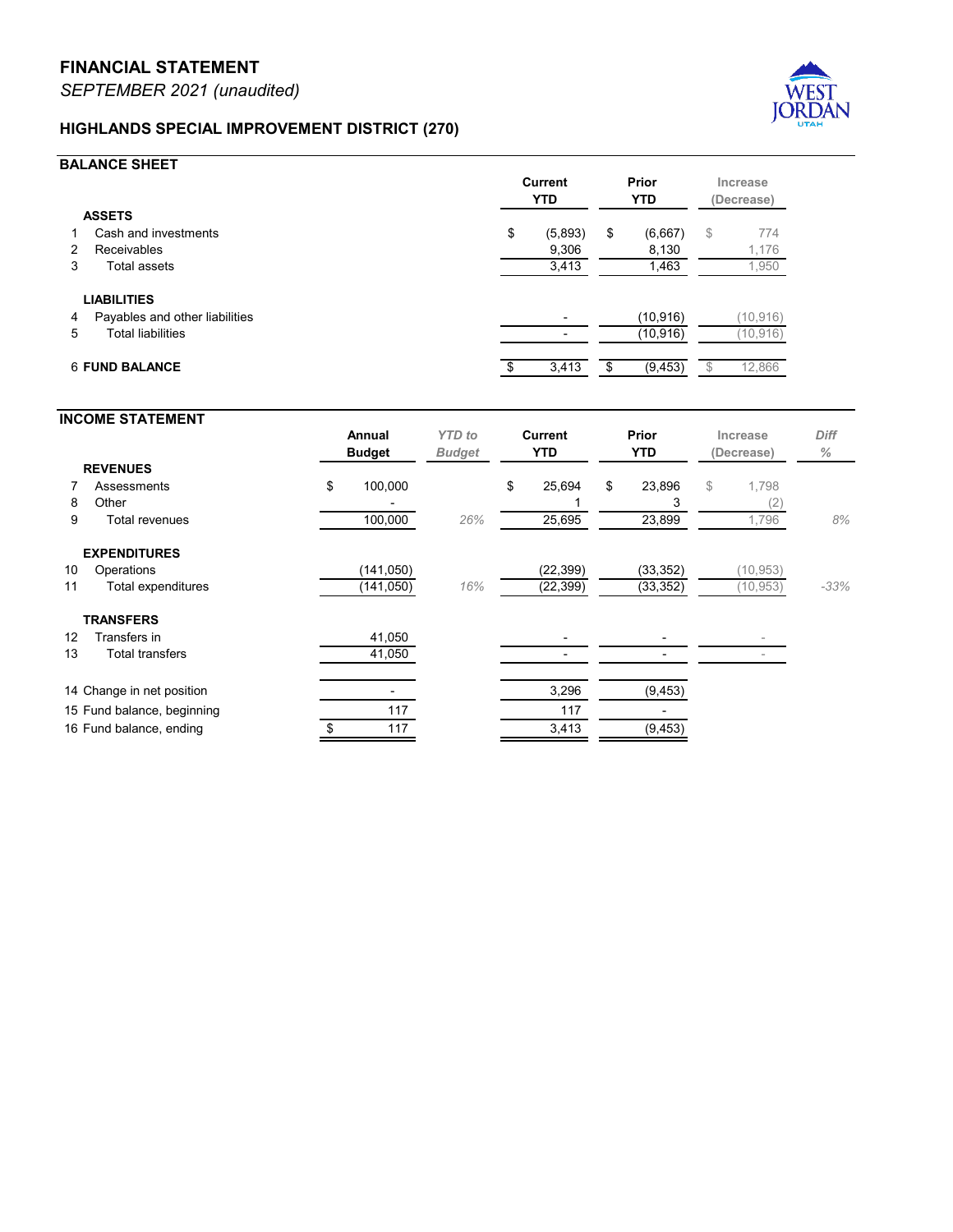# FINANCIAL STATEMENT

*SEPTEMBER 2021 (unaudited)*

## HIGHLANDS SPECIAL IMPROVEMENT DISTRICT (270)

### BALANCE SHEET

| | | Current YTD | Prior YTD | Increase (Decrease) |
|---|---|---|---|---|
| | **ASSETS** | | | |
| 1 | Cash and investments | $ (5,893) | $ (6,667) | $ 774 |
| 2 | Receivables | 9,306 | 8,130 | 1,176 |
| 3 | Total assets | 3,413 | 1,463 | 1,950 |
| | **LIABILITIES** | | | |
| 4 | Payables and other liabilities | - | (10,916) | (10,916) |
| 5 | Total liabilities | - | (10,916) | (10,916) |
| 6 | **FUND BALANCE** | $ 3,413 | $ (9,453) | $ 12,866 |

### INCOME STATEMENT

| | | Annual Budget | *YTD to Budget* | Current YTD | Prior YTD | Increase (Decrease) | *Diff %* |
|---|---|---|---|---|---|---|---|
| | **REVENUES** | | | | | | |
| 7 | Assessments | $ 100,000 | | $ 25,694 | $ 23,896 | $ 1,798 | |
| 8 | Other | - | | 1 | 3 | (2) | |
| 9 | Total revenues | 100,000 | *26%* | 25,695 | 23,899 | 1,796 | *8%* |
| | **EXPENDITURES** | | | | | | |
| 10 | Operations | (141,050) | | (22,399) | (33,352) | (10,953) | |
| 11 | Total expenditures | (141,050) | *16%* | (22,399) | (33,352) | (10,953) | *-33%* |
| | **TRANSFERS** | | | | | | |
| 12 | Transfers in | 41,050 | | - | - | - | |
| 13 | Total transfers | 41,050 | | - | - | - | |
| 14 | Change in net position | - | | 3,296 | (9,453) | | |
| 15 | Fund balance, beginning | 117 | | 117 | - | | |
| 16 | Fund balance, ending | $ 117 | | 3,413 | (9,453) | | |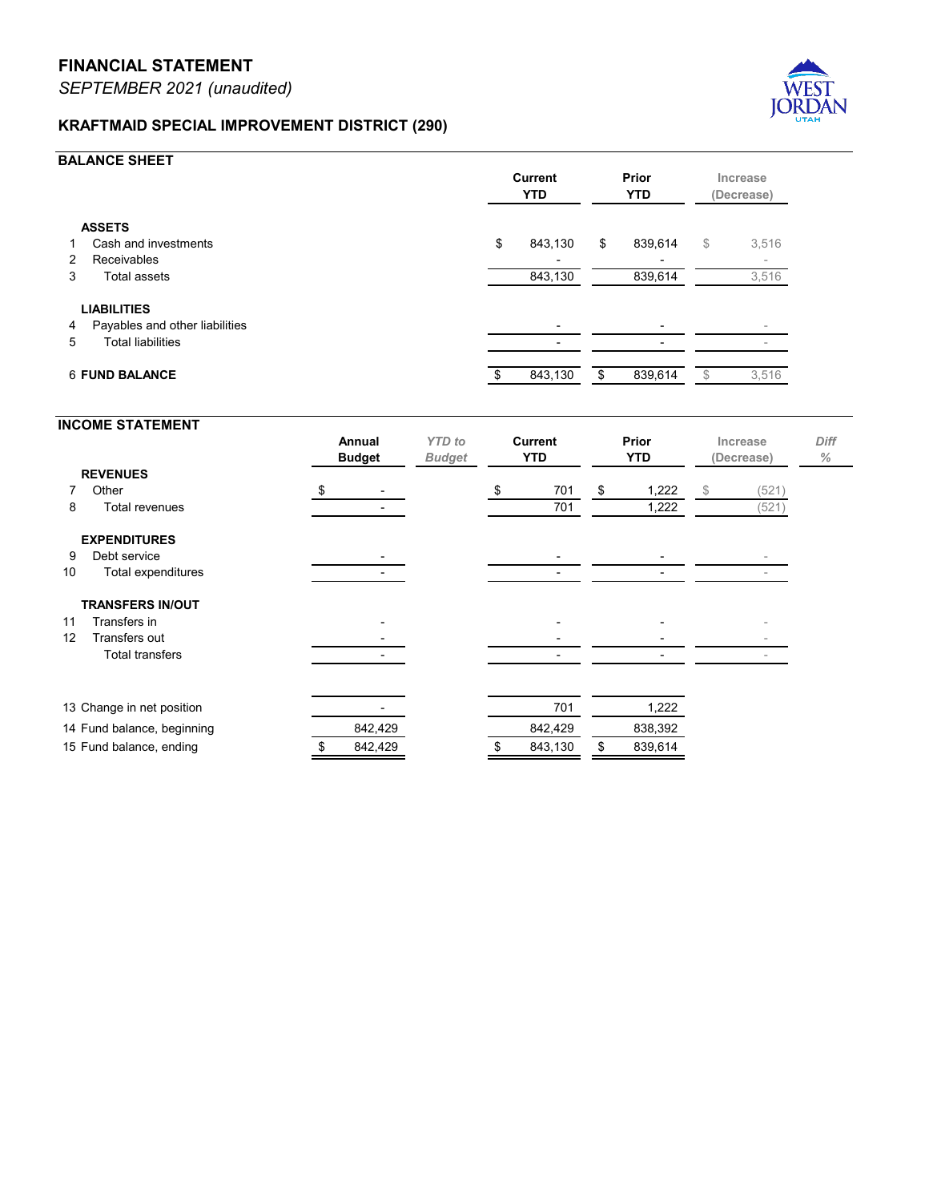# FINANCIAL STATEMENT

*SEPTEMBER 2021 (unaudited)*

## KRAFTMAID SPECIAL IMPROVEMENT DISTRICT (290)

### BALANCE SHEET

| | | Current YTD | Prior YTD | Increase (Decrease) |
|---|---|---|---|---|
| | **ASSETS** | | | |
| 1 | Cash and investments | $ 843,130 | $ 839,614 | $ 3,516 |
| 2 | Receivables | - | - | - |
| 3 | Total assets | 843,130 | 839,614 | 3,516 |
| | **LIABILITIES** | | | |
| 4 | Payables and other liabilities | - | - | - |
| 5 | Total liabilities | - | - | - |
| 6 | **FUND BALANCE** | $ 843,130 | $ 839,614 | $ 3,516 |

### INCOME STATEMENT

| | | Annual Budget | *YTD to Budget* | Current YTD | Prior YTD | Increase (Decrease) | *Diff %* |
|---|---|---|---|---|---|---|---|
| | **REVENUES** | | | | | | |
| 7 | Other | $ - | | $ 701 | $ 1,222 | $ (521) | |
| 8 | Total revenues | - | | 701 | 1,222 | (521) | |
| | **EXPENDITURES** | | | | | | |
| 9 | Debt service | - | | - | - | - | |
| 10 | Total expenditures | - | | - | - | - | |
| | **TRANSFERS IN/OUT** | | | | | | |
| 11 | Transfers in | - | | - | - | - | |
| 12 | Transfers out | - | | - | - | - | |
| | Total transfers | - | | - | - | - | |
| 13 | Change in net position | - | | 701 | 1,222 | | |
| 14 | Fund balance, beginning | 842,429 | | 842,429 | 838,392 | | |
| 15 | Fund balance, ending | $ 842,429 | | $ 843,130 | $ 839,614 | | |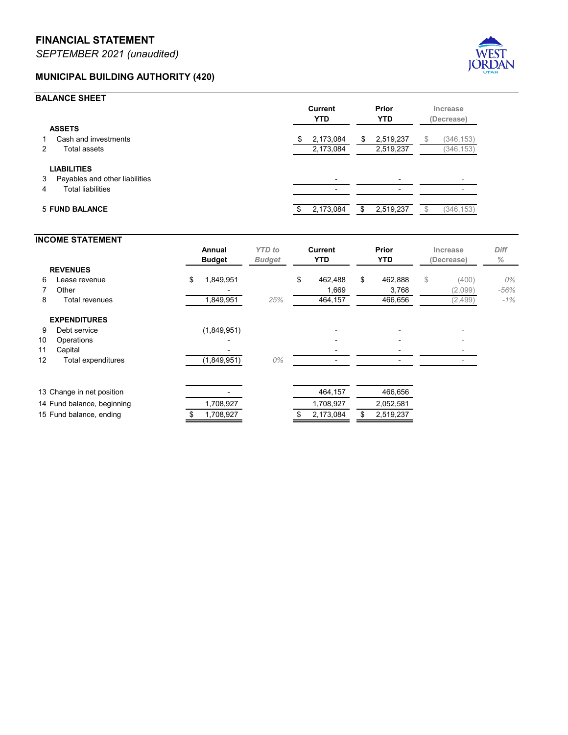# FINANCIAL STATEMENT

*SEPTEMBER 2021 (unaudited)*

## MUNICIPAL BUILDING AUTHORITY (420)

### BALANCE SHEET

| | | Current YTD | Prior YTD | Increase (Decrease) |
|---|---|---|---|---|
| | **ASSETS** | | | |
| 1 | Cash and investments | $ 2,173,084 | $ 2,519,237 | $ (346,153) |
| 2 | Total assets | 2,173,084 | 2,519,237 | (346,153) |
| | **LIABILITIES** | | | |
| 3 | Payables and other liabilities | - | - | - |
| 4 | Total liabilities | - | - | - |
| 5 | **FUND BALANCE** | $ 2,173,084 | $ 2,519,237 | $ (346,153) |

### INCOME STATEMENT

| | | Annual Budget | *YTD to Budget* | Current YTD | Prior YTD | Increase (Decrease) | *Diff %* |
|---|---|---|---|---|---|---|---|
| | **REVENUES** | | | | | | |
| 6 | Lease revenue | $ 1,849,951 | | $ 462,488 | $ 462,888 | $ (400) | *0%* |
| 7 | Other | - | | 1,669 | 3,768 | (2,099) | *-56%* |
| 8 | Total revenues | 1,849,951 | *25%* | 464,157 | 466,656 | (2,499) | *-1%* |
| | **EXPENDITURES** | | | | | | |
| 9 | Debt service | (1,849,951) | | - | - | - | |
| 10 | Operations | - | | - | - | - | |
| 11 | Capital | - | | - | - | - | |
| 12 | Total expenditures | (1,849,951) | *0%* | - | - | - | |
| 13 | Change in net position | - | | 464,157 | 466,656 | | |
| 14 | Fund balance, beginning | 1,708,927 | | 1,708,927 | 2,052,581 | | |
| 15 | Fund balance, ending | $ 1,708,927 | | $ 2,173,084 | $ 2,519,237 | | |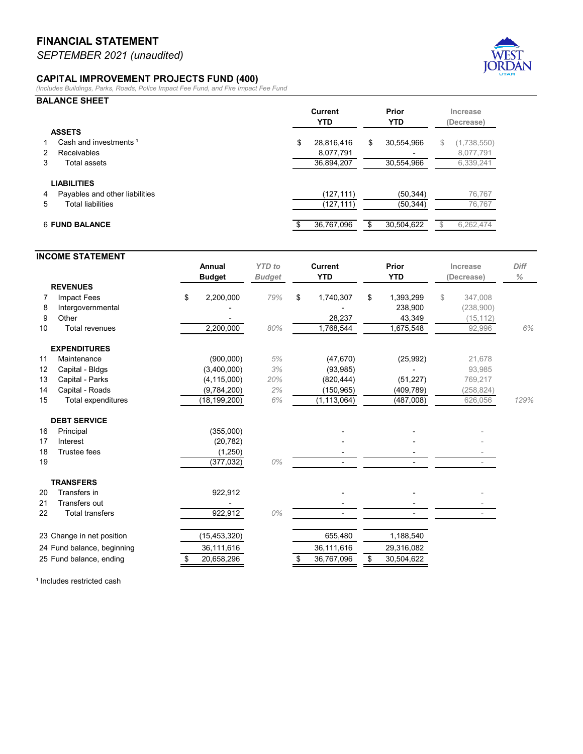# FINANCIAL STATEMENT

*SEPTEMBER 2021 (unaudited)*

## CAPITAL IMPROVEMENT PROJECTS FUND (400)

*(Includes Buildings, Parks, Roads, Police Impact Fee Fund, and Fire Impact Fee Fund*

### BALANCE SHEET

| | | Current YTD | Prior YTD | Increase (Decrease) |
|---|---|---|---|---|
| | **ASSETS** | | | |
| 1 | Cash and investments [1] | $ 28,816,416 | $ 30,554,966 | $ (1,738,550) |
| 2 | Receivables | 8,077,791 | - | 8,077,791 |
| 3 | Total assets | 36,894,207 | 30,554,966 | 6,339,241 |
| | **LIABILITIES** | | | |
| 4 | Payables and other liabilities | (127,111) | (50,344) | 76,767 |
| 5 | Total liabilities | (127,111) | (50,344) | 76,767 |
| 6 | **FUND BALANCE** | $ 36,767,096 | $ 30,504,622 | $ 6,262,474 |

### INCOME STATEMENT

| | | Annual Budget | *YTD to Budget* | Current YTD | Prior YTD | Increase (Decrease) | *Diff %* |
|---|---|---|---|---|---|---|---|
| | **REVENUES** | | | | | | |
| 7 | Impact Fees | $ 2,200,000 | *79%* | $ 1,740,307 | $ 1,393,299 | $ 347,008 | |
| 8 | Intergovernmental | - | | - | 238,900 | (238,900) | |
| 9 | Other | - | | 28,237 | 43,349 | (15,112) | |
| 10 | Total revenues | 2,200,000 | *80%* | 1,768,544 | 1,675,548 | 92,996 | *6%* |
| | **EXPENDITURES** | | | | | | |
| 11 | Maintenance | (900,000) | *5%* | (47,670) | (25,992) | 21,678 | |
| 12 | Capital - Bldgs | (3,400,000) | *3%* | (93,985) | - | 93,985 | |
| 13 | Capital - Parks | (4,115,000) | *20%* | (820,444) | (51,227) | 769,217 | |
| 14 | Capital - Roads | (9,784,200) | *2%* | (150,965) | (409,789) | (258,824) | |
| 15 | Total expenditures | (18,199,200) | *6%* | (1,113,064) | (487,008) | 626,056 | *129%* |
| | **DEBT SERVICE** | | | | | | |
| 16 | Principal | (355,000) | | - | - | - | |
| 17 | Interest | (20,782) | | - | - | - | |
| 18 | Trustee fees | (1,250) | | - | - | - | |
| 19 | | (377,032) | *0%* | - | - | - | |
| | **TRANSFERS** | | | | | | |
| 20 | Transfers in | 922,912 | | - | - | - | |
| 21 | Transfers out | - | | - | - | - | |
| 22 | Total transfers | 922,912 | *0%* | - | - | - | |
| 23 | Change in net position | (15,453,320) | | 655,480 | 1,188,540 | | |
| 24 | Fund balance, beginning | 36,111,616 | | 36,111,616 | 29,316,082 | | |
| 25 | Fund balance, ending | $ 20,658,296 | | $ 36,767,096 | $ 30,504,622 | | |

[1] Includes restricted cash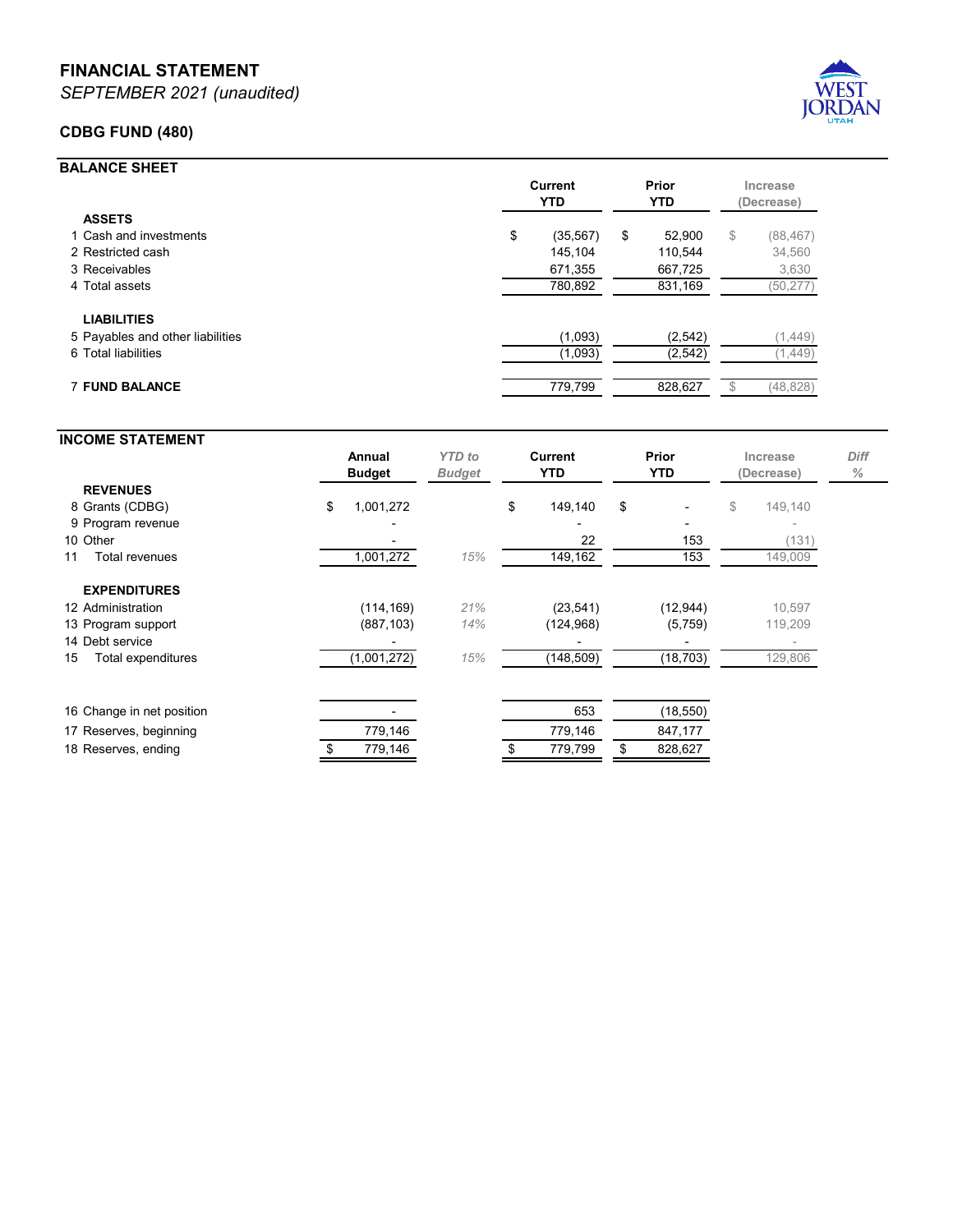# FINANCIAL STATEMENT

*SEPTEMBER 2021 (unaudited)*

### CDBG FUND (480)

## BALANCE SHEET

| | Current YTD | Prior YTD | Increase (Decrease) |
|---|---|---|---|
| **ASSETS** | | | |
| 1 Cash and investments | $ (35,567) | $ 52,900 | $ (88,467) |
| 2 Restricted cash | 145,104 | 110,544 | 34,560 |
| 3 Receivables | 671,355 | 667,725 | 3,630 |
| 4 Total assets | 780,892 | 831,169 | (50,277) |
| **LIABILITIES** | | | |
| 5 Payables and other liabilities | (1,093) | (2,542) | (1,449) |
| 6 Total liabilities | (1,093) | (2,542) | (1,449) |
| 7 **FUND BALANCE** | 779,799 | 828,627 | $ (48,828) |

## INCOME STATEMENT

| | Annual Budget | *YTD to Budget* | Current YTD | Prior YTD | Increase (Decrease) | *Diff %* |
|---|---|---|---|---|---|---|
| **REVENUES** | | | | | | |
| 8 Grants (CDBG) | $ 1,001,272 | | $ 149,140 | $ - | $ 149,140 | |
| 9 Program revenue | - | | - | - | - | |
| 10 Other | - | | 22 | 153 | (131) | |
| 11 Total revenues | 1,001,272 | *15%* | 149,162 | 153 | 149,009 | |
| **EXPENDITURES** | | | | | | |
| 12 Administration | (114,169) | *21%* | (23,541) | (12,944) | 10,597 | |
| 13 Program support | (887,103) | *14%* | (124,968) | (5,759) | 119,209 | |
| 14 Debt service | - | | - | - | - | |
| 15 Total expenditures | (1,001,272) | *15%* | (148,509) | (18,703) | 129,806 | |
| 16 Change in net position | - | | 653 | (18,550) | | |
| 17 Reserves, beginning | 779,146 | | 779,146 | 847,177 | | |
| 18 Reserves, ending | $ 779,146 | | $ 779,799 | $ 828,627 | | |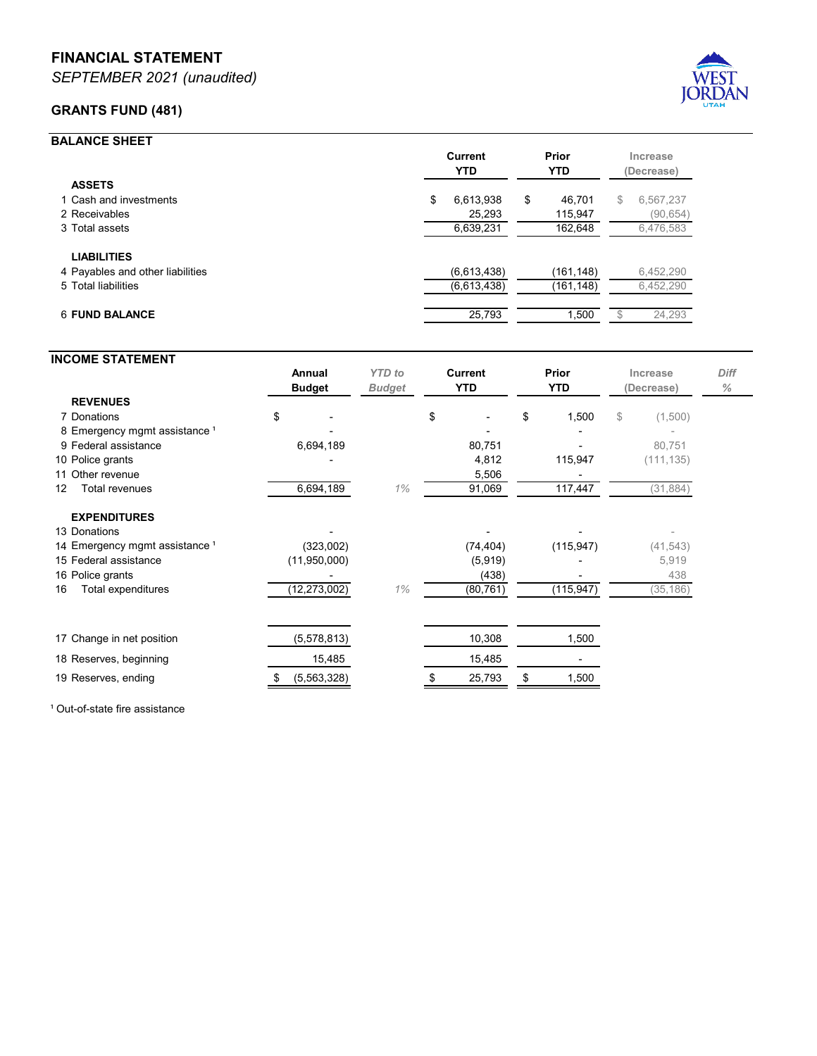# FINANCIAL STATEMENT

*SEPTEMBER 2021 (unaudited)*

## GRANTS FUND (481)

### BALANCE SHEET

| | Current YTD | Prior YTD | Increase (Decrease) |
|---|---|---|---|
| **ASSETS** | | | |
| 1 Cash and investments | $ 6,613,938 | $ 46,701 | $ 6,567,237 |
| 2 Receivables | 25,293 | 115,947 | (90,654) |
| 3 Total assets | 6,639,231 | 162,648 | 6,476,583 |
| **LIABILITIES** | | | |
| 4 Payables and other liabilities | (6,613,438) | (161,148) | 6,452,290 |
| 5 Total liabilities | (6,613,438) | (161,148) | 6,452,290 |
| 6 **FUND BALANCE** | 25,793 | 1,500 | $ 24,293 |

### INCOME STATEMENT

| | Annual Budget | *YTD to Budget* | Current YTD | Prior YTD | Increase (Decrease) | *Diff %* |
|---|---|---|---|---|---|---|
| **REVENUES** | | | | | | |
| 7 Donations | $ - | | $ - | $ 1,500 | $ (1,500) | |
| 8 Emergency mgmt assistance [1] | - | | - | - | - | |
| 9 Federal assistance | 6,694,189 | | 80,751 | - | 80,751 | |
| 10 Police grants | - | | 4,812 | 115,947 | (111,135) | |
| 11 Other revenue | | | 5,506 | - | | |
| 12 Total revenues | 6,694,189 | *1%* | 91,069 | 117,447 | (31,884) | |
| **EXPENDITURES** | | | | | | |
| 13 Donations | - | | - | - | - | |
| 14 Emergency mgmt assistance [1] | (323,002) | | (74,404) | (115,947) | (41,543) | |
| 15 Federal assistance | (11,950,000) | | (5,919) | - | 5,919 | |
| 16 Police grants | - | | (438) | - | 438 | |
| 16 Total expenditures | (12,273,002) | *1%* | (80,761) | (115,947) | (35,186) | |
| 17 Change in net position | (5,578,813) | | 10,308 | 1,500 | | |
| 18 Reserves, beginning | 15,485 | | 15,485 | - | | |
| 19 Reserves, ending | $ (5,563,328) | | $ 25,793 | $ 1,500 | | |

[1] Out-of-state fire assistance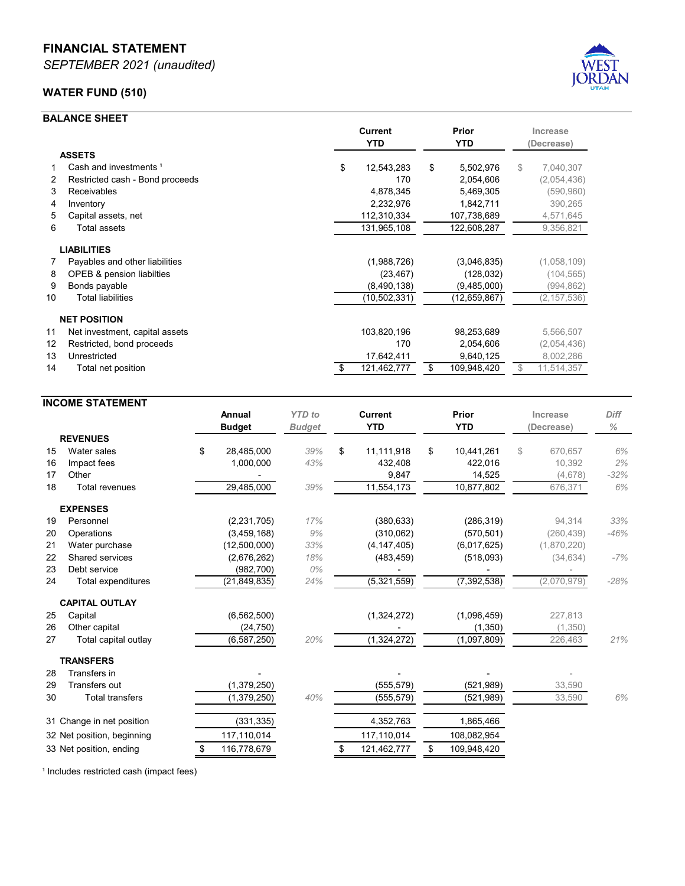# FINANCIAL STATEMENT

*SEPTEMBER 2021 (unaudited)*

## WATER FUND (510)

### BALANCE SHEET

| | | Current YTD | Prior YTD | Increase (Decrease) |
|---|---|---|---|---|
| | **ASSETS** | | | |
| 1 | Cash and investments [1] | $ 12,543,283 | $ 5,502,976 | $ 7,040,307 |
| 2 | Restricted cash - Bond proceeds | 170 | 2,054,606 | (2,054,436) |
| 3 | Receivables | 4,878,345 | 5,469,305 | (590,960) |
| 4 | Inventory | 2,232,976 | 1,842,711 | 390,265 |
| 5 | Capital assets, net | 112,310,334 | 107,738,689 | 4,571,645 |
| 6 | Total assets | 131,965,108 | 122,608,287 | 9,356,821 |
| | **LIABILITIES** | | | |
| 7 | Payables and other liabilities | (1,988,726) | (3,046,835) | (1,058,109) |
| 8 | OPEB & pension liabilties | (23,467) | (128,032) | (104,565) |
| 9 | Bonds payable | (8,490,138) | (9,485,000) | (994,862) |
| 10 | Total liabilities | (10,502,331) | (12,659,867) | (2,157,536) |
| | **NET POSITION** | | | |
| 11 | Net investment, capital assets | 103,820,196 | 98,253,689 | 5,566,507 |
| 12 | Restricted, bond proceeds | 170 | 2,054,606 | (2,054,436) |
| 13 | Unrestricted | 17,642,411 | 9,640,125 | 8,002,286 |
| 14 | Total net position | $ 121,462,777 | $ 109,948,420 | $ 11,514,357 |

### INCOME STATEMENT

| | | Annual Budget | *YTD to Budget* | Current YTD | Prior YTD | Increase (Decrease) | *Diff %* |
|---|---|---|---|---|---|---|---|
| | **REVENUES** | | | | | | |
| 15 | Water sales | $ 28,485,000 | *39%* | $ 11,111,918 | $ 10,441,261 | $ 670,657 | *6%* |
| 16 | Impact fees | 1,000,000 | *43%* | 432,408 | 422,016 | 10,392 | *2%* |
| 17 | Other | - | | 9,847 | 14,525 | (4,678) | *-32%* |
| 18 | Total revenues | 29,485,000 | *39%* | 11,554,173 | 10,877,802 | 676,371 | *6%* |
| | **EXPENSES** | | | | | | |
| 19 | Personnel | (2,231,705) | *17%* | (380,633) | (286,319) | 94,314 | *33%* |
| 20 | Operations | (3,459,168) | *9%* | (310,062) | (570,501) | (260,439) | *-46%* |
| 21 | Water purchase | (12,500,000) | *33%* | (4,147,405) | (6,017,625) | (1,870,220) | |
| 22 | Shared services | (2,676,262) | *18%* | (483,459) | (518,093) | (34,634) | *-7%* |
| 23 | Debt service | (982,700) | *0%* | - | - | - | |
| 24 | Total expenditures | (21,849,835) | *24%* | (5,321,559) | (7,392,538) | (2,070,979) | *-28%* |
| | **CAPITAL OUTLAY** | | | | | | |
| 25 | Capital | (6,562,500) | | (1,324,272) | (1,096,459) | 227,813 | |
| 26 | Other capital | (24,750) | | - | (1,350) | (1,350) | |
| 27 | Total capital outlay | (6,587,250) | *20%* | (1,324,272) | (1,097,809) | 226,463 | *21%* |
| | **TRANSFERS** | | | | | | |
| 28 | Transfers in | - | | - | - | - | |
| 29 | Transfers out | (1,379,250) | | (555,579) | (521,989) | 33,590 | |
| 30 | Total transfers | (1,379,250) | *40%* | (555,579) | (521,989) | 33,590 | *6%* |
| 31 | Change in net position | (331,335) | | 4,352,763 | 1,865,466 | | |
| 32 | Net position, beginning | 117,110,014 | | 117,110,014 | 108,082,954 | | |
| 33 | Net position, ending | $ 116,778,679 | | $ 121,462,777 | $ 109,948,420 | | |

[1] Includes restricted cash (impact fees)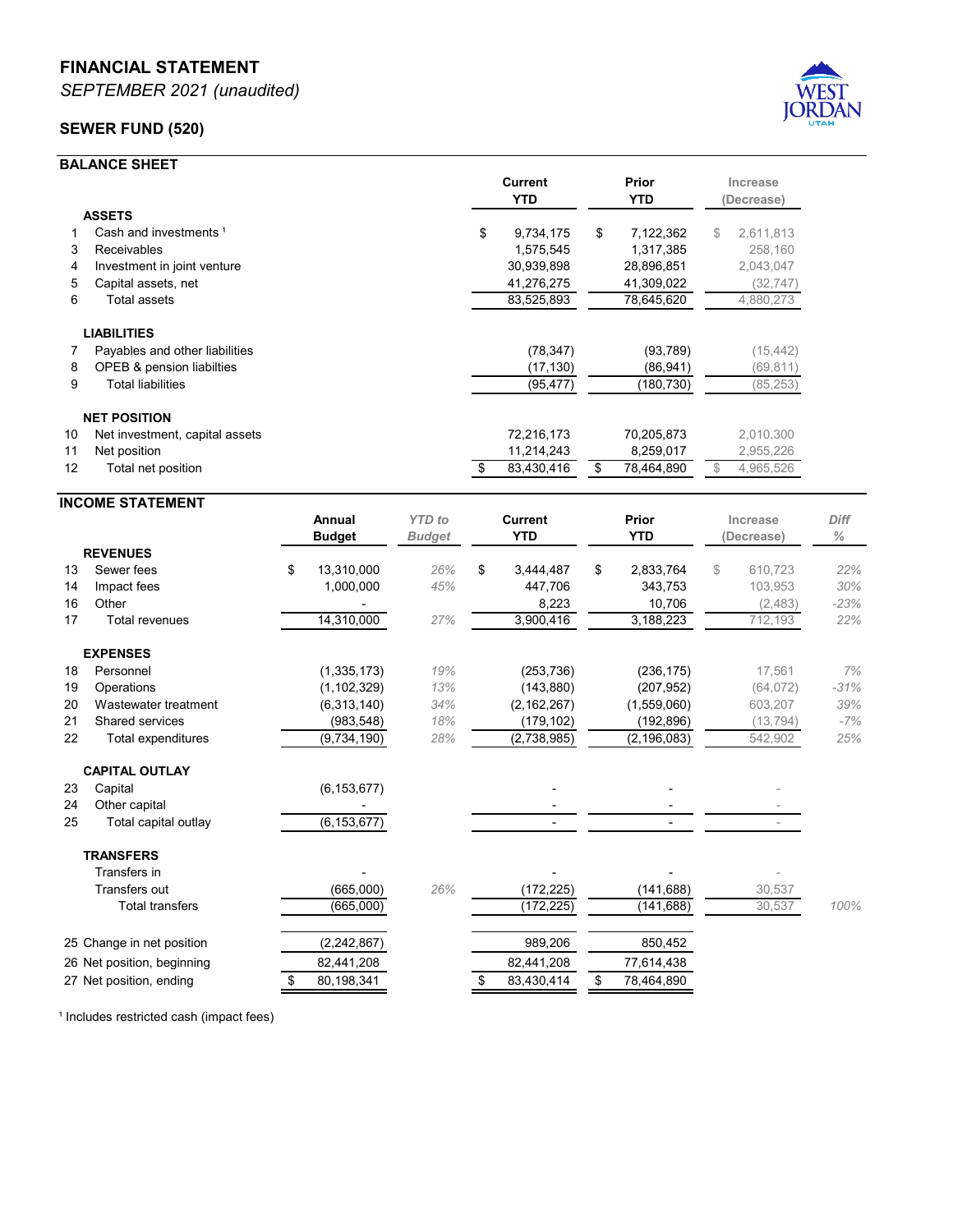# FINANCIAL STATEMENT

*SEPTEMBER 2021 (unaudited)*

## SEWER FUND (520)

### BALANCE SHEET

| | | Current YTD | Prior YTD | Increase (Decrease) |
|---|---|---|---|---|
| | **ASSETS** | | | |
| 1 | Cash and investments [1] | $ 9,734,175 | $ 7,122,362 | $ 2,611,813 |
| 3 | Receivables | 1,575,545 | 1,317,385 | 258,160 |
| 4 | Investment in joint venture | 30,939,898 | 28,896,851 | 2,043,047 |
| 5 | Capital assets, net | 41,276,275 | 41,309,022 | (32,747) |
| 6 | Total assets | 83,525,893 | 78,645,620 | 4,880,273 |
| | **LIABILITIES** | | | |
| 7 | Payables and other liabilities | (78,347) | (93,789) | (15,442) |
| 8 | OPEB & pension liabilties | (17,130) | (86,941) | (69,811) |
| 9 | Total liabilities | (95,477) | (180,730) | (85,253) |
| | **NET POSITION** | | | |
| 10 | Net investment, capital assets | 72,216,173 | 70,205,873 | 2,010,300 |
| 11 | Net position | 11,214,243 | 8,259,017 | 2,955,226 |
| 12 | Total net position | $ 83,430,416 | $ 78,464,890 | $ 4,965,526 |

### INCOME STATEMENT

| | | Annual Budget | *YTD to Budget* | Current YTD | Prior YTD | Increase (Decrease) | *Diff %* |
|---|---|---|---|---|---|---|---|
| | **REVENUES** | | | | | | |
| 13 | Sewer fees | $ 13,310,000 | *26%* | $ 3,444,487 | $ 2,833,764 | $ 610,723 | *22%* |
| 14 | Impact fees | 1,000,000 | *45%* | 447,706 | 343,753 | 103,953 | *30%* |
| 16 | Other | - | | 8,223 | 10,706 | (2,483) | *-23%* |
| 17 | Total revenues | 14,310,000 | *27%* | 3,900,416 | 3,188,223 | 712,193 | *22%* |
| | **EXPENSES** | | | | | | |
| 18 | Personnel | (1,335,173) | *19%* | (253,736) | (236,175) | 17,561 | *7%* |
| 19 | Operations | (1,102,329) | *13%* | (143,880) | (207,952) | (64,072) | *-31%* |
| 20 | Wastewater treatment | (6,313,140) | *34%* | (2,162,267) | (1,559,060) | 603,207 | *39%* |
| 21 | Shared services | (983,548) | *18%* | (179,102) | (192,896) | (13,794) | *-7%* |
| 22 | Total expenditures | (9,734,190) | *28%* | (2,738,985) | (2,196,083) | 542,902 | *25%* |
| | **CAPITAL OUTLAY** | | | | | | |
| 23 | Capital | (6,153,677) | | - | - | - | |
| 24 | Other capital | - | | - | - | - | |
| 25 | Total capital outlay | (6,153,677) | | - | - | - | |
| | **TRANSFERS** | | | | | | |
| | Transfers in | - | | - | - | - | |
| | Transfers out | (665,000) | *26%* | (172,225) | (141,688) | 30,537 | |
| | Total transfers | (665,000) | | (172,225) | (141,688) | 30,537 | *100%* |
| 25 | Change in net position | (2,242,867) | | 989,206 | 850,452 | | |
| 26 | Net position, beginning | 82,441,208 | | 82,441,208 | 77,614,438 | | |
| 27 | Net position, ending | $ 80,198,341 | | $ 83,430,414 | $ 78,464,890 | | |

[1] Includes restricted cash (impact fees)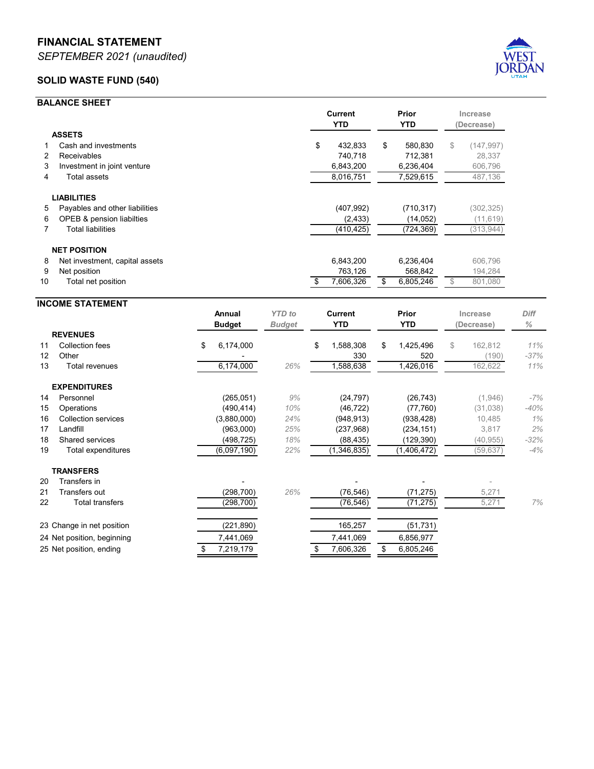# FINANCIAL STATEMENT

*SEPTEMBER 2021 (unaudited)*

## SOLID WASTE FUND (540)

### BALANCE SHEET

| | | Current YTD | Prior YTD | Increase (Decrease) |
|---|---|---|---|---|
| | **ASSETS** | | | |
| 1 | Cash and investments | $ 432,833 | $ 580,830 | $ (147,997) |
| 2 | Receivables | 740,718 | 712,381 | 28,337 |
| 3 | Investment in joint venture | 6,843,200 | 6,236,404 | 606,796 |
| 4 | Total assets | 8,016,751 | 7,529,615 | 487,136 |
| | **LIABILITIES** | | | |
| 5 | Payables and other liabilities | (407,992) | (710,317) | (302,325) |
| 6 | OPEB & pension liabilties | (2,433) | (14,052) | (11,619) |
| 7 | Total liabilities | (410,425) | (724,369) | (313,944) |
| | **NET POSITION** | | | |
| 8 | Net investment, capital assets | 6,843,200 | 6,236,404 | 606,796 |
| 9 | Net position | 763,126 | 568,842 | 194,284 |
| 10 | Total net position | $ 7,606,326 | $ 6,805,246 | $ 801,080 |

### INCOME STATEMENT

| | | Annual Budget | *YTD to Budget* | Current YTD | Prior YTD | Increase (Decrease) | *Diff %* |
|---|---|---|---|---|---|---|---|
| | **REVENUES** | | | | | | |
| 11 | Collection fees | $ 6,174,000 | | $ 1,588,308 | $ 1,425,496 | $ 162,812 | *11%* |
| 12 | Other | - | | 330 | 520 | (190) | *-37%* |
| 13 | Total revenues | 6,174,000 | *26%* | 1,588,638 | 1,426,016 | 162,622 | *11%* |
| | **EXPENDITURES** | | | | | | |
| 14 | Personnel | (265,051) | *9%* | (24,797) | (26,743) | (1,946) | *-7%* |
| 15 | Operations | (490,414) | *10%* | (46,722) | (77,760) | (31,038) | *-40%* |
| 16 | Collection services | (3,880,000) | *24%* | (948,913) | (938,428) | 10,485 | *1%* |
| 17 | Landfill | (963,000) | *25%* | (237,968) | (234,151) | 3,817 | *2%* |
| 18 | Shared services | (498,725) | *18%* | (88,435) | (129,390) | (40,955) | *-32%* |
| 19 | Total expenditures | (6,097,190) | *22%* | (1,346,835) | (1,406,472) | (59,637) | *-4%* |
| | **TRANSFERS** | | | | | | |
| 20 | Transfers in | - | | - | - | - | |
| 21 | Transfers out | (298,700) | *26%* | (76,546) | (71,275) | 5,271 | |
| 22 | Total transfers | (298,700) | | (76,546) | (71,275) | 5,271 | *7%* |
| 23 | Change in net position | (221,890) | | 165,257 | (51,731) | | |
| 24 | Net position, beginning | 7,441,069 | | 7,441,069 | 6,856,977 | | |
| 25 | Net position, ending | $ 7,219,179 | | $ 7,606,326 | $ 6,805,246 | | |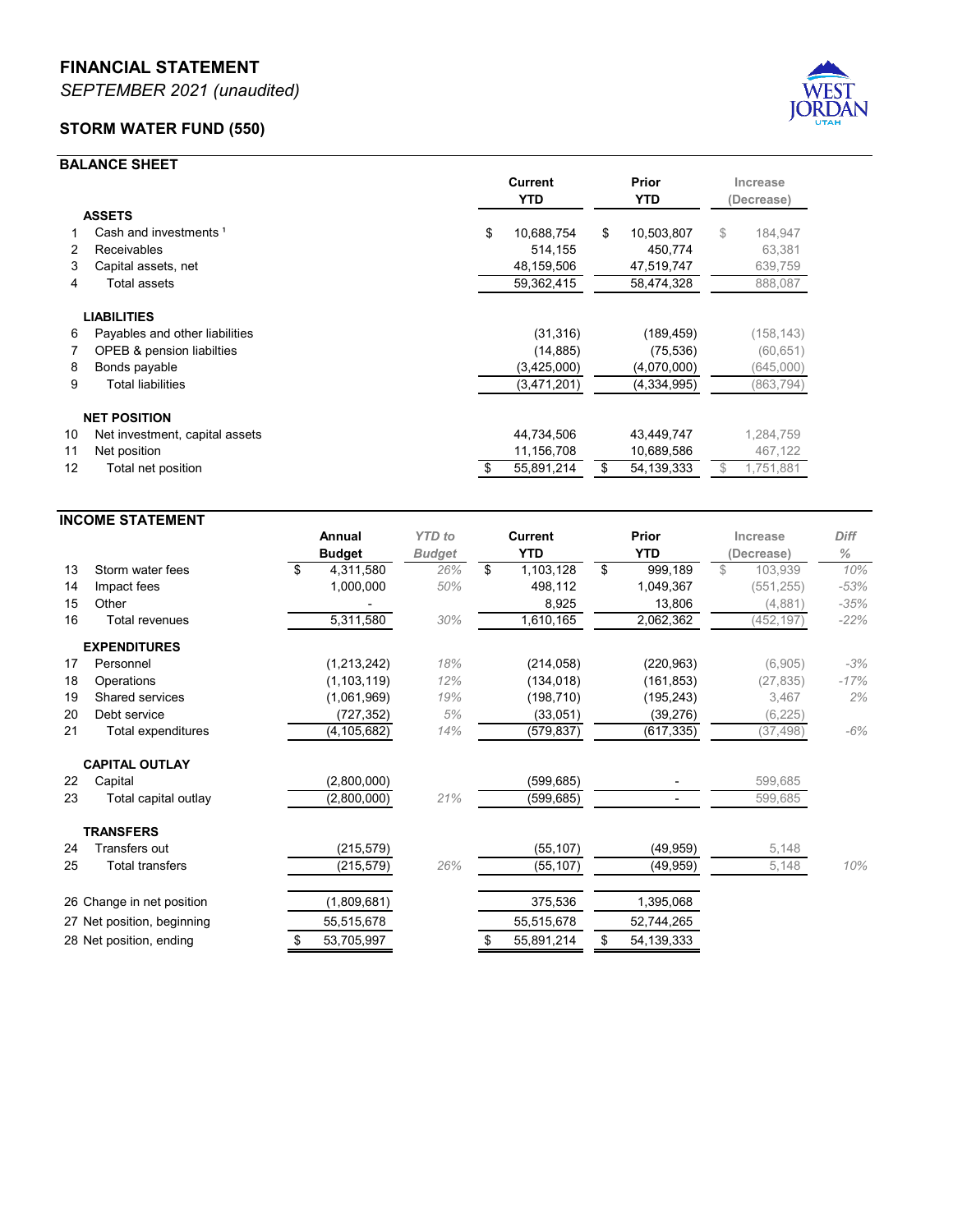# FINANCIAL STATEMENT

*SEPTEMBER 2021 (unaudited)*

## STORM WATER FUND (550)

### BALANCE SHEET

| | | Current YTD | Prior YTD | Increase (Decrease) |
|---|---|---|---|---|
| | **ASSETS** | | | |
| 1 | Cash and investments [1] | $ 10,688,754 | $ 10,503,807 | $ 184,947 |
| 2 | Receivables | 514,155 | 450,774 | 63,381 |
| 3 | Capital assets, net | 48,159,506 | 47,519,747 | 639,759 |
| 4 | Total assets | 59,362,415 | 58,474,328 | 888,087 |
| | **LIABILITIES** | | | |
| 6 | Payables and other liabilities | (31,316) | (189,459) | (158,143) |
| 7 | OPEB & pension liabilties | (14,885) | (75,536) | (60,651) |
| 8 | Bonds payable | (3,425,000) | (4,070,000) | (645,000) |
| 9 | Total liabilities | (3,471,201) | (4,334,995) | (863,794) |
| | **NET POSITION** | | | |
| 10 | Net investment, capital assets | 44,734,506 | 43,449,747 | 1,284,759 |
| 11 | Net position | 11,156,708 | 10,689,586 | 467,122 |
| 12 | Total net position | $ 55,891,214 | $ 54,139,333 | $ 1,751,881 |

### INCOME STATEMENT

| | | Annual Budget | *YTD to Budget* | Current YTD | Prior YTD | Increase (Decrease) | *Diff %* |
|---|---|---|---|---|---|---|---|
| 13 | Storm water fees | $ 4,311,580 | *26%* | $ 1,103,128 | $ 999,189 | $ 103,939 | *10%* |
| 14 | Impact fees | 1,000,000 | *50%* | 498,112 | 1,049,367 | (551,255) | *-53%* |
| 15 | Other | - | | 8,925 | 13,806 | (4,881) | *-35%* |
| 16 | Total revenues | 5,311,580 | *30%* | 1,610,165 | 2,062,362 | (452,197) | *-22%* |
| | **EXPENDITURES** | | | | | | |
| 17 | Personnel | (1,213,242) | *18%* | (214,058) | (220,963) | (6,905) | *-3%* |
| 18 | Operations | (1,103,119) | *12%* | (134,018) | (161,853) | (27,835) | *-17%* |
| 19 | Shared services | (1,061,969) | *19%* | (198,710) | (195,243) | 3,467 | *2%* |
| 20 | Debt service | (727,352) | *5%* | (33,051) | (39,276) | (6,225) | |
| 21 | Total expenditures | (4,105,682) | *14%* | (579,837) | (617,335) | (37,498) | *-6%* |
| | **CAPITAL OUTLAY** | | | | | | |
| 22 | Capital | (2,800,000) | | (599,685) | - | 599,685 | |
| 23 | Total capital outlay | (2,800,000) | *21%* | (599,685) | - | 599,685 | |
| | **TRANSFERS** | | | | | | |
| 24 | Transfers out | (215,579) | | (55,107) | (49,959) | 5,148 | |
| 25 | Total transfers | (215,579) | *26%* | (55,107) | (49,959) | 5,148 | *10%* |
| 26 | Change in net position | (1,809,681) | | 375,536 | 1,395,068 | | |
| 27 | Net position, beginning | 55,515,678 | | 55,515,678 | 52,744,265 | | |
| 28 | Net position, ending | $ 53,705,997 | | $ 55,891,214 | $ 54,139,333 | | |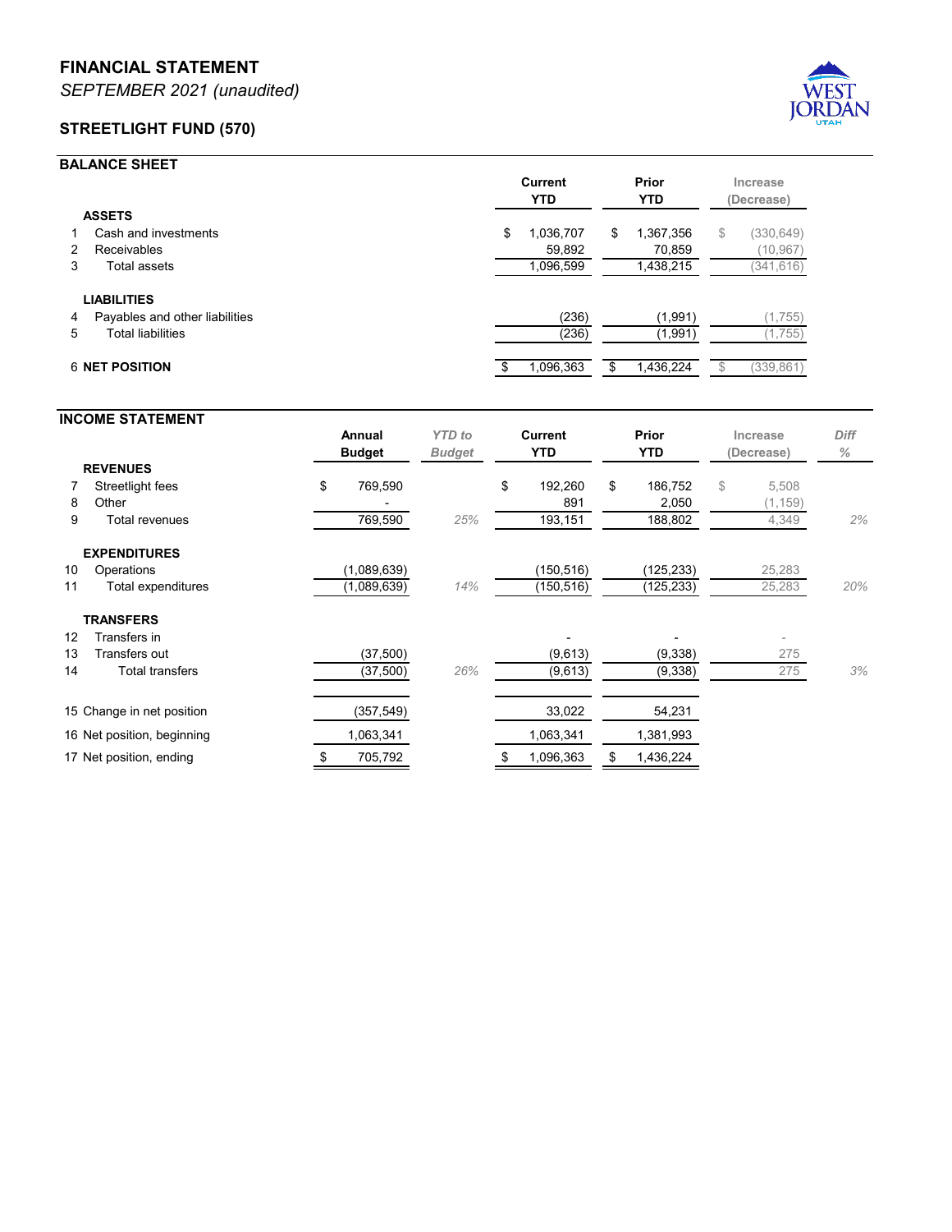# FINANCIAL STATEMENT

*SEPTEMBER 2021 (unaudited)*

## STREETLIGHT FUND (570)

### BALANCE SHEET

| | | Current YTD | Prior YTD | Increase (Decrease) |
|---|---|---|---|---|
| | **ASSETS** | | | |
| 1 | Cash and investments | $ 1,036,707 | $ 1,367,356 | $ (330,649) |
| 2 | Receivables | 59,892 | 70,859 | (10,967) |
| 3 | Total assets | 1,096,599 | 1,438,215 | (341,616) |
| | **LIABILITIES** | | | |
| 4 | Payables and other liabilities | (236) | (1,991) | (1,755) |
| 5 | Total liabilities | (236) | (1,991) | (1,755) |
| 6 | **NET POSITION** | $ 1,096,363 | $ 1,436,224 | $ (339,861) |

### INCOME STATEMENT

| | | Annual Budget | *YTD to Budget* | Current YTD | Prior YTD | Increase (Decrease) | *Diff %* |
|---|---|---|---|---|---|---|---|
| | **REVENUES** | | | | | | |
| 7 | Streetlight fees | $ 769,590 | | $ 192,260 | $ 186,752 | $ 5,508 | |
| 8 | Other | - | | 891 | 2,050 | (1,159) | |
| 9 | Total revenues | 769,590 | *25%* | 193,151 | 188,802 | 4,349 | *2%* |
| | **EXPENDITURES** | | | | | | |
| 10 | Operations | (1,089,639) | | (150,516) | (125,233) | 25,283 | |
| 11 | Total expenditures | (1,089,639) | *14%* | (150,516) | (125,233) | 25,283 | *20%* |
| | **TRANSFERS** | | | | | | |
| 12 | Transfers in | | | - | - | - | |
| 13 | Transfers out | (37,500) | | (9,613) | (9,338) | 275 | |
| 14 | Total transfers | (37,500) | *26%* | (9,613) | (9,338) | 275 | *3%* |
| 15 | Change in net position | (357,549) | | 33,022 | 54,231 | | |
| 16 | Net position, beginning | 1,063,341 | | 1,063,341 | 1,381,993 | | |
| 17 | Net position, ending | $ 705,792 | | $ 1,096,363 | $ 1,436,224 | | |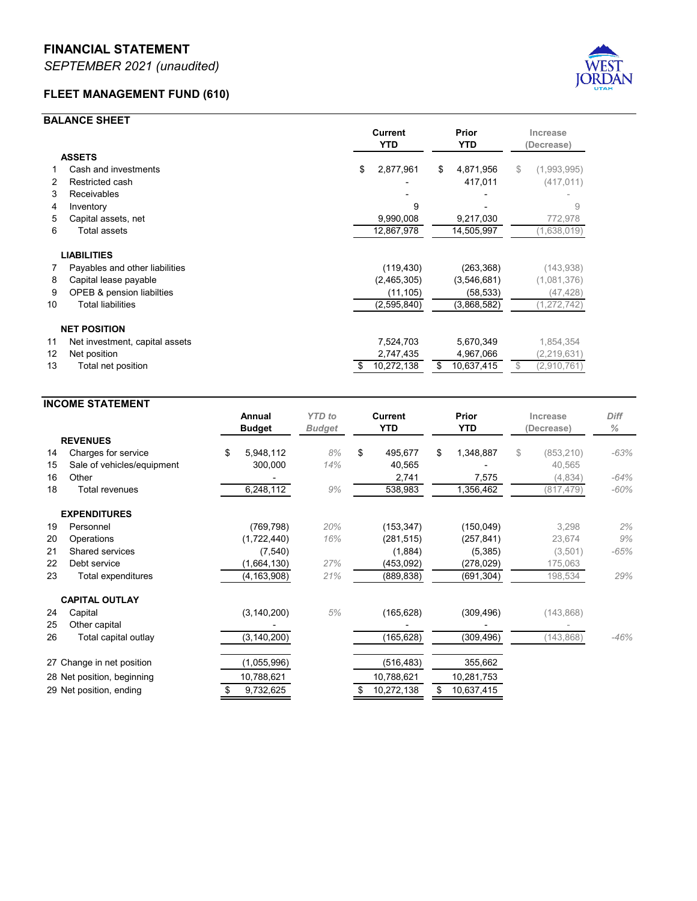# FINANCIAL STATEMENT

*SEPTEMBER 2021 (unaudited)*

## FLEET MANAGEMENT FUND (610)

### BALANCE SHEET

| | | Current YTD | Prior YTD | Increase (Decrease) |
|---|---|---|---|---|
| | **ASSETS** | | | |
| 1 | Cash and investments | $ 2,877,961 | $ 4,871,956 | $ (1,993,995) |
| 2 | Restricted cash | - | 417,011 | (417,011) |
| 3 | Receivables | - | - | - |
| 4 | Inventory | 9 | - | 9 |
| 5 | Capital assets, net | 9,990,008 | 9,217,030 | 772,978 |
| 6 | Total assets | 12,867,978 | 14,505,997 | (1,638,019) |
| | **LIABILITIES** | | | |
| 7 | Payables and other liabilities | (119,430) | (263,368) | (143,938) |
| 8 | Capital lease payable | (2,465,305) | (3,546,681) | (1,081,376) |
| 9 | OPEB & pension liabilties | (11,105) | (58,533) | (47,428) |
| 10 | Total liabilities | (2,595,840) | (3,868,582) | (1,272,742) |
| | **NET POSITION** | | | |
| 11 | Net investment, capital assets | 7,524,703 | 5,670,349 | 1,854,354 |
| 12 | Net position | 2,747,435 | 4,967,066 | (2,219,631) |
| 13 | Total net position | $ 10,272,138 | $ 10,637,415 | $ (2,910,761) |

### INCOME STATEMENT

| | | Annual Budget | *YTD to Budget* | Current YTD | Prior YTD | Increase (Decrease) | *Diff %* |
|---|---|---|---|---|---|---|---|
| | **REVENUES** | | | | | | |
| 14 | Charges for service | $ 5,948,112 | *8%* | $ 495,677 | $ 1,348,887 | $ (853,210) | *-63%* |
| 15 | Sale of vehicles/equipment | 300,000 | *14%* | 40,565 | - | 40,565 | |
| 16 | Other | - | | 2,741 | 7,575 | (4,834) | *-64%* |
| 18 | Total revenues | 6,248,112 | *9%* | 538,983 | 1,356,462 | (817,479) | *-60%* |
| | **EXPENDITURES** | | | | | | |
| 19 | Personnel | (769,798) | *20%* | (153,347) | (150,049) | 3,298 | *2%* |
| 20 | Operations | (1,722,440) | *16%* | (281,515) | (257,841) | 23,674 | *9%* |
| 21 | Shared services | (7,540) | | (1,884) | (5,385) | (3,501) | *-65%* |
| 22 | Debt service | (1,664,130) | *27%* | (453,092) | (278,029) | 175,063 | |
| 23 | Total expenditures | (4,163,908) | *21%* | (889,838) | (691,304) | 198,534 | *29%* |
| | **CAPITAL OUTLAY** | | | | | | |
| 24 | Capital | (3,140,200) | *5%* | (165,628) | (309,496) | (143,868) | |
| 25 | Other capital | - | | - | - | - | |
| 26 | Total capital outlay | (3,140,200) | | (165,628) | (309,496) | (143,868) | *-46%* |
| 27 | Change in net position | (1,055,996) | | (516,483) | 355,662 | | |
| 28 | Net position, beginning | 10,788,621 | | 10,788,621 | 10,281,753 | | |
| 29 | Net position, ending | $ 9,732,625 | | $ 10,272,138 | $ 10,637,415 | | |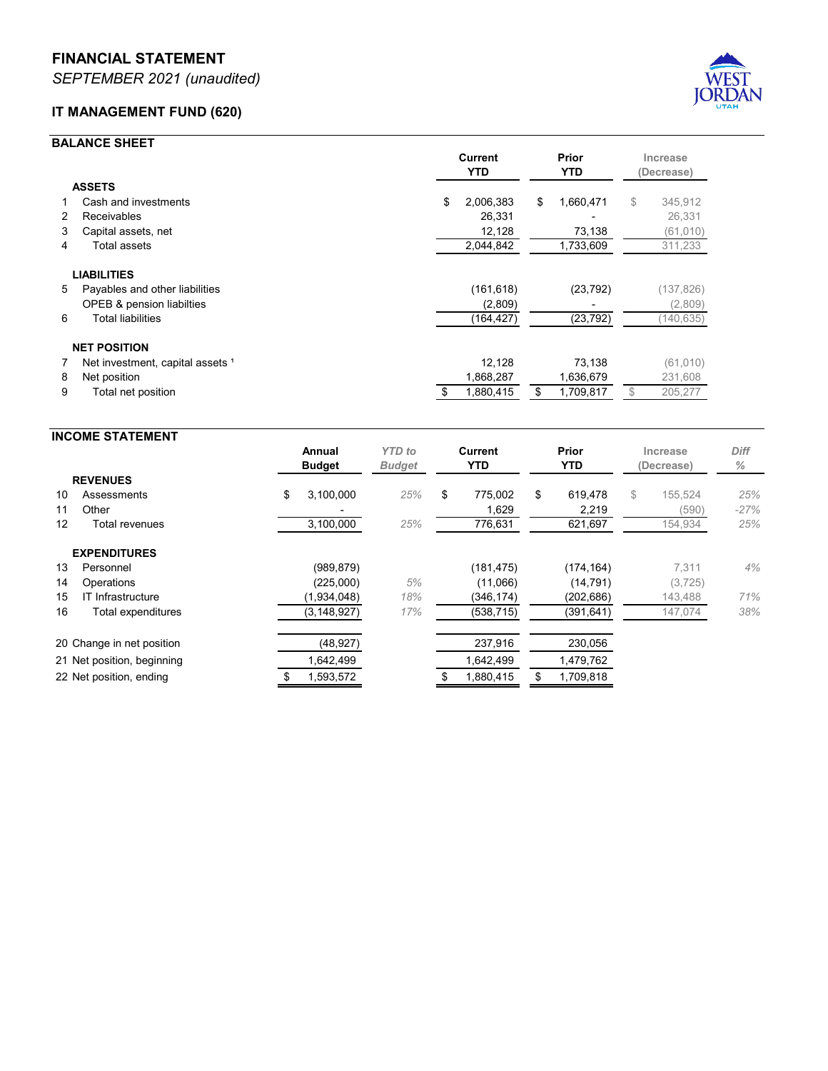# FINANCIAL STATEMENT

*SEPTEMBER 2021 (unaudited)*

## IT MANAGEMENT FUND (620)

### BALANCE SHEET

| | | Current YTD | Prior YTD | Increase (Decrease) |
|---|---|---|---|---|
| | **ASSETS** | | | |
| 1 | Cash and investments | $ 2,006,383 | $ 1,660,471 | $ 345,912 |
| 2 | Receivables | 26,331 | - | 26,331 |
| 3 | Capital assets, net | 12,128 | 73,138 | (61,010) |
| 4 | Total assets | 2,044,842 | 1,733,609 | 311,233 |
| | **LIABILITIES** | | | |
| 5 | Payables and other liabilities | (161,618) | (23,792) | (137,826) |
| | OPEB & pension liabilties | (2,809) | - | (2,809) |
| 6 | Total liabilities | (164,427) | (23,792) | (140,635) |
| | **NET POSITION** | | | |
| 7 | Net investment, capital assets [1] | 12,128 | 73,138 | (61,010) |
| 8 | Net position | 1,868,287 | 1,636,679 | 231,608 |
| 9 | Total net position | $ 1,880,415 | $ 1,709,817 | $ 205,277 |

### INCOME STATEMENT

| | | Annual Budget | YTD to Budget | Current YTD | Prior YTD | Increase (Decrease) | Diff % |
|---|---|---|---|---|---|---|---|
| | **REVENUES** | | | | | | |
| 10 | Assessments | $ 3,100,000 | 25% | $ 775,002 | $ 619,478 | $ 155,524 | 25% |
| 11 | Other | - | | 1,629 | 2,219 | (590) | -27% |
| 12 | Total revenues | 3,100,000 | 25% | 776,631 | 621,697 | 154,934 | 25% |
| | **EXPENDITURES** | | | | | | |
| 13 | Personnel | (989,879) | | (181,475) | (174,164) | 7,311 | 4% |
| 14 | Operations | (225,000) | 5% | (11,066) | (14,791) | (3,725) | |
| 15 | IT Infrastructure | (1,934,048) | 18% | (346,174) | (202,686) | 143,488 | 71% |
| 16 | Total expenditures | (3,148,927) | 17% | (538,715) | (391,641) | 147,074 | 38% |
| 20 | Change in net position | (48,927) | | 237,916 | 230,056 | | |
| 21 | Net position, beginning | 1,642,499 | | 1,642,499 | 1,479,762 | | |
| 22 | Net position, ending | $ 1,593,572 | | $ 1,880,415 | $ 1,709,818 | | |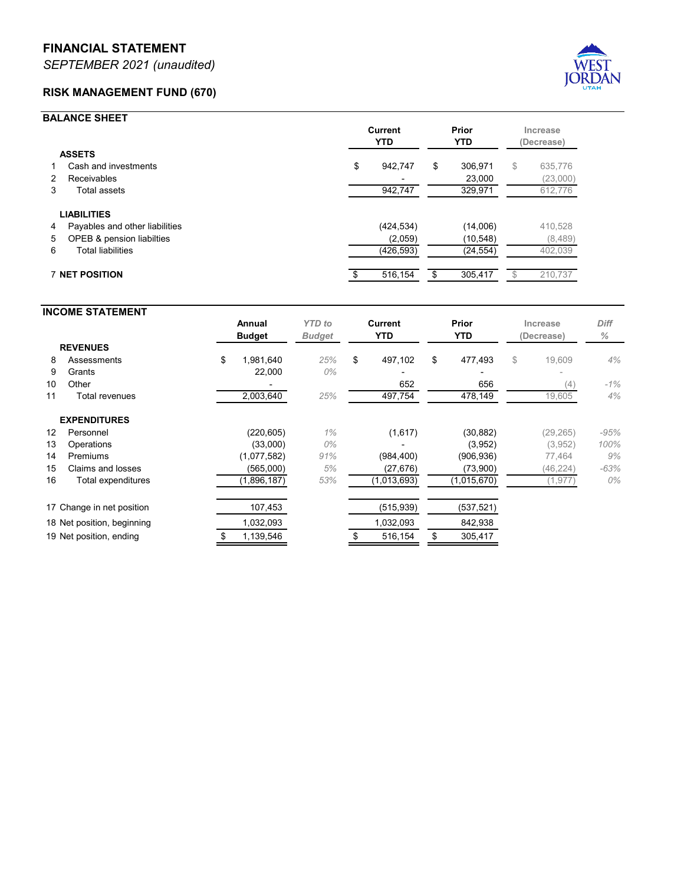# FINANCIAL STATEMENT

*SEPTEMBER 2021 (unaudited)*

## RISK MANAGEMENT FUND (670)

### BALANCE SHEET

| | | Current YTD | Prior YTD | Increase (Decrease) |
|---|---|---|---|---|
| | **ASSETS** | | | |
| 1 | Cash and investments | $ 942,747 | $ 306,971 | $ 635,776 |
| 2 | Receivables | - | 23,000 | (23,000) |
| 3 | Total assets | 942,747 | 329,971 | 612,776 |
| | **LIABILITIES** | | | |
| 4 | Payables and other liabilities | (424,534) | (14,006) | 410,528 |
| 5 | OPEB & pension liabilties | (2,059) | (10,548) | (8,489) |
| 6 | Total liabilities | (426,593) | (24,554) | 402,039 |
| 7 | **NET POSITION** | $ 516,154 | $ 305,417 | $ 210,737 |

### INCOME STATEMENT

| | | Annual Budget | *YTD to Budget* | Current YTD | Prior YTD | Increase (Decrease) | *Diff %* |
|---|---|---|---|---|---|---|---|
| | **REVENUES** | | | | | | |
| 8 | Assessments | $ 1,981,640 | *25%* | $ 497,102 | $ 477,493 | $ 19,609 | *4%* |
| 9 | Grants | 22,000 | *0%* | - | - | - | |
| 10 | Other | - | | 652 | 656 | (4) | *-1%* |
| 11 | Total revenues | 2,003,640 | *25%* | 497,754 | 478,149 | 19,605 | *4%* |
| | **EXPENDITURES** | | | | | | |
| 12 | Personnel | (220,605) | *1%* | (1,617) | (30,882) | (29,265) | *-95%* |
| 13 | Operations | (33,000) | *0%* | - | (3,952) | (3,952) | *100%* |
| 14 | Premiums | (1,077,582) | *91%* | (984,400) | (906,936) | 77,464 | *9%* |
| 15 | Claims and losses | (565,000) | *5%* | (27,676) | (73,900) | (46,224) | *-63%* |
| 16 | Total expenditures | (1,896,187) | *53%* | (1,013,693) | (1,015,670) | (1,977) | *0%* |
| 17 | Change in net position | 107,453 | | (515,939) | (537,521) | | |
| 18 | Net position, beginning | 1,032,093 | | 1,032,093 | 842,938 | | |
| 19 | Net position, ending | $ 1,139,546 | | $ 516,154 | $ 305,417 | | |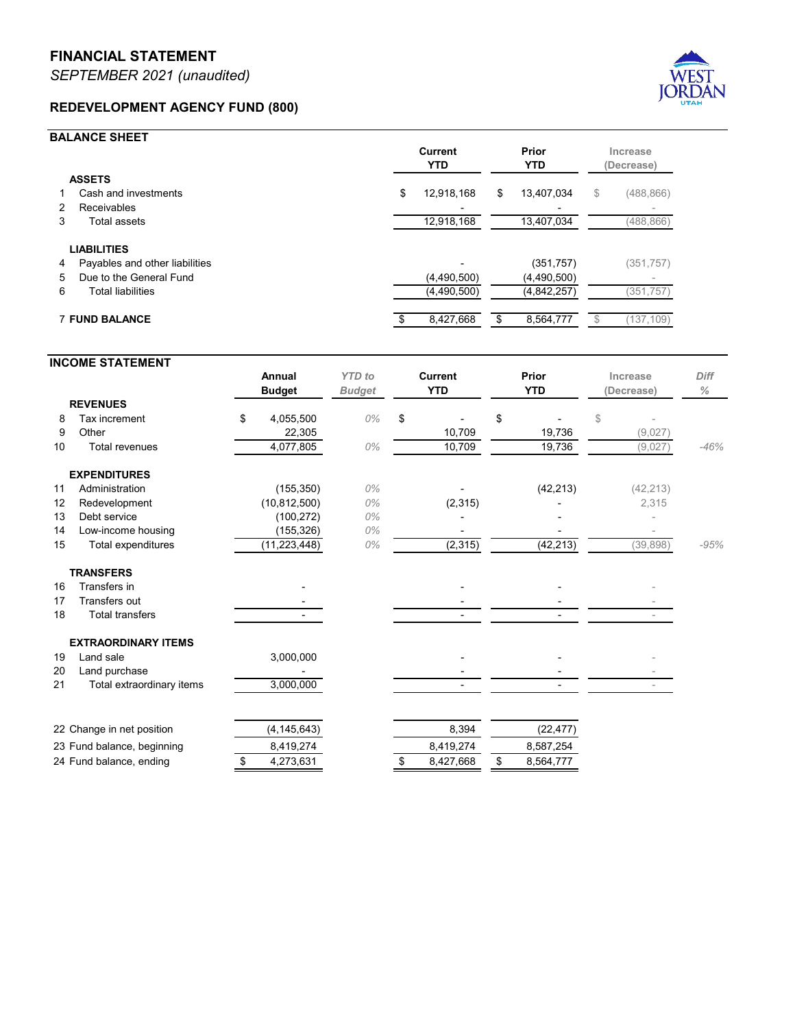# FINANCIAL STATEMENT

*SEPTEMBER 2021 (unaudited)*

## REDEVELOPMENT AGENCY FUND (800)

### BALANCE SHEET

| | | Current YTD | Prior YTD | Increase (Decrease) |
|---|---|---|---|---|
| | **ASSETS** | | | |
| 1 | Cash and investments | $ 12,918,168 | $ 13,407,034 | $ (488,866) |
| 2 | Receivables | - | - | - |
| 3 | Total assets | 12,918,168 | 13,407,034 | (488,866) |
| | **LIABILITIES** | | | |
| 4 | Payables and other liabilities | - | (351,757) | (351,757) |
| 5 | Due to the General Fund | (4,490,500) | (4,490,500) | - |
| 6 | Total liabilities | (4,490,500) | (4,842,257) | (351,757) |
| 7 | **FUND BALANCE** | $ 8,427,668 | $ 8,564,777 | $ (137,109) |

### INCOME STATEMENT

| | | Annual Budget | *YTD to Budget* | Current YTD | Prior YTD | Increase (Decrease) | *Diff %* |
|---|---|---|---|---|---|---|---|
| | **REVENUES** | | | | | | |
| 8 | Tax increment | $ 4,055,500 | *0%* | $ - | $ - | $ - | |
| 9 | Other | 22,305 | | 10,709 | 19,736 | (9,027) | |
| 10 | Total revenues | 4,077,805 | *0%* | 10,709 | 19,736 | (9,027) | *-46%* |
| | **EXPENDITURES** | | | | | | |
| 11 | Administration | (155,350) | *0%* | - | (42,213) | (42,213) | |
| 12 | Redevelopment | (10,812,500) | *0%* | (2,315) | - | 2,315 | |
| 13 | Debt service | (100,272) | *0%* | - | - | - | |
| 14 | Low-income housing | (155,326) | *0%* | - | - | - | |
| 15 | Total expenditures | (11,223,448) | *0%* | (2,315) | (42,213) | (39,898) | *-95%* |
| | **TRANSFERS** | | | | | | |
| 16 | Transfers in | - | | - | - | - | |
| 17 | Transfers out | - | | - | - | - | |
| 18 | Total transfers | - | | - | - | - | |
| | **EXTRAORDINARY ITEMS** | | | | | | |
| 19 | Land sale | 3,000,000 | | - | - | - | |
| 20 | Land purchase | - | | - | - | - | |
| 21 | Total extraordinary items | 3,000,000 | | - | - | - | |
| 22 | Change in net position | (4,145,643) | | 8,394 | (22,477) | | |
| 23 | Fund balance, beginning | 8,419,274 | | 8,419,274 | 8,587,254 | | |
| 24 | Fund balance, ending | $ 4,273,631 | | $ 8,427,668 | $ 8,564,777 | | |